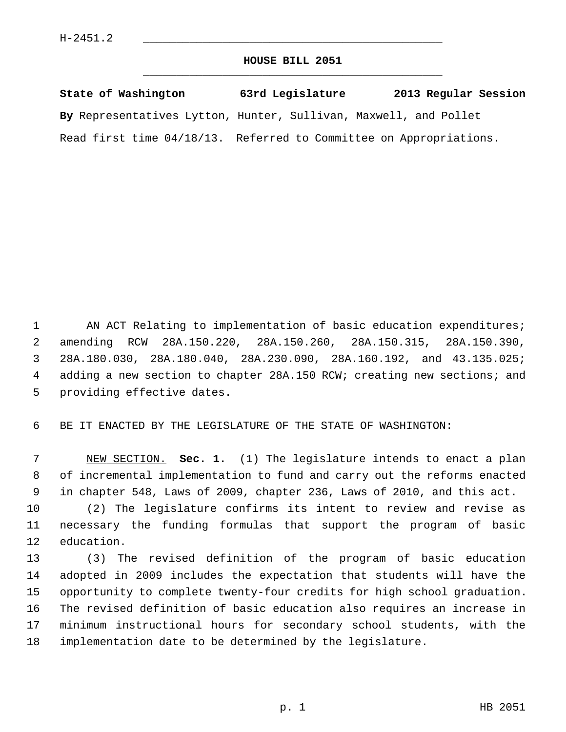H-2451.2

# HOUSE BILL 2051

**State of Washington 63rd Legislature 2013 Regular Session**

**By** Representatives Lytton, Hunter, Sullivan, Maxwell, and Pollet

Read first time 04/18/13. Referred to Committee on Appropriations.

AN ACT Relating to implementation of basic education expenditures; amending RCW 28A.150.220, 28A.150.260, 28A.150.315, 28A.150.390, 28A.180.030, 28A.180.040, 28A.230.090, 28A.160.192, and 43.135.025; adding a new section to chapter 28A.150 RCW; creating new sections; and providing effective dates.

BE IT ENACTED BY THE LEGISLATURE OF THE STATE OF WASHINGTON:

NEW SECTION. **Sec. 1.** (1) The legislature intends to enact a plan of incremental implementation to fund and carry out the reforms enacted in chapter 548, Laws of 2009, chapter 236, Laws of 2010, and this act.

(2) The legislature confirms its intent to review and revise as necessary the funding formulas that support the program of basic education.

(3) The revised definition of the program of basic education adopted in 2009 includes the expectation that students will have the opportunity to complete twenty-four credits for high school graduation. The revised definition of basic education also requires an increase in minimum instructional hours for secondary school students, with the implementation date to be determined by the legislature.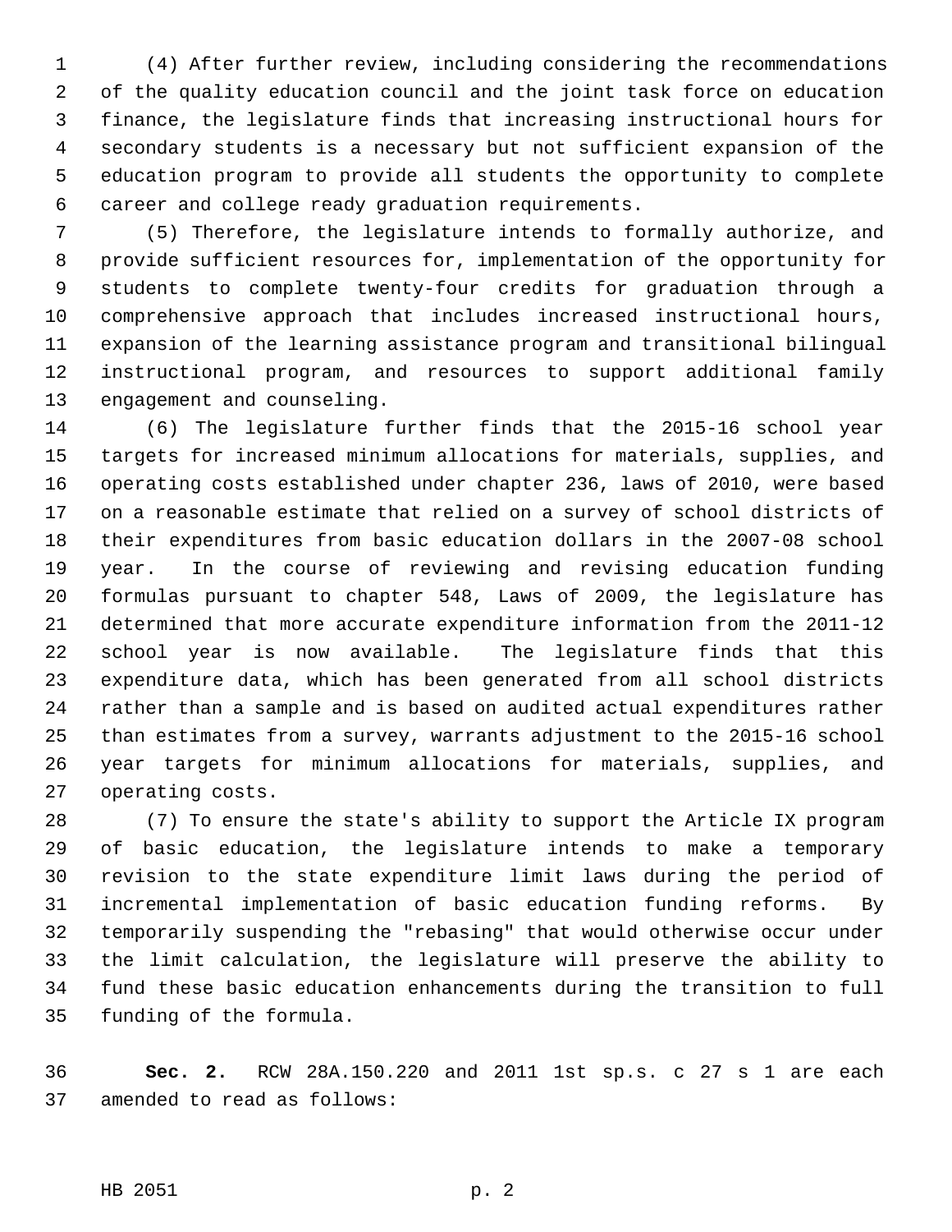(4) After further review, including considering the recommendations of the quality education council and the joint task force on education finance, the legislature finds that increasing instructional hours for secondary students is a necessary but not sufficient expansion of the education program to provide all students the opportunity to complete career and college ready graduation requirements.

(5) Therefore, the legislature intends to formally authorize, and provide sufficient resources for, implementation of the opportunity for students to complete twenty-four credits for graduation through a comprehensive approach that includes increased instructional hours, expansion of the learning assistance program and transitional bilingual instructional program, and resources to support additional family engagement and counseling.

(6) The legislature further finds that the 2015-16 school year targets for increased minimum allocations for materials, supplies, and operating costs established under chapter 236, laws of 2010, were based on a reasonable estimate that relied on a survey of school districts of their expenditures from basic education dollars in the 2007-08 school year. In the course of reviewing and revising education funding formulas pursuant to chapter 548, Laws of 2009, the legislature has determined that more accurate expenditure information from the 2011-12 school year is now available. The legislature finds that this expenditure data, which has been generated from all school districts rather than a sample and is based on audited actual expenditures rather than estimates from a survey, warrants adjustment to the 2015-16 school year targets for minimum allocations for materials, supplies, and operating costs.

(7) To ensure the state's ability to support the Article IX program of basic education, the legislature intends to make a temporary revision to the state expenditure limit laws during the period of incremental implementation of basic education funding reforms. By temporarily suspending the "rebasing" that would otherwise occur under the limit calculation, the legislature will preserve the ability to fund these basic education enhancements during the transition to full funding of the formula.

**Sec. 2.** RCW 28A.150.220 and 2011 1st sp.s. c 27 s 1 are each amended to read as follows: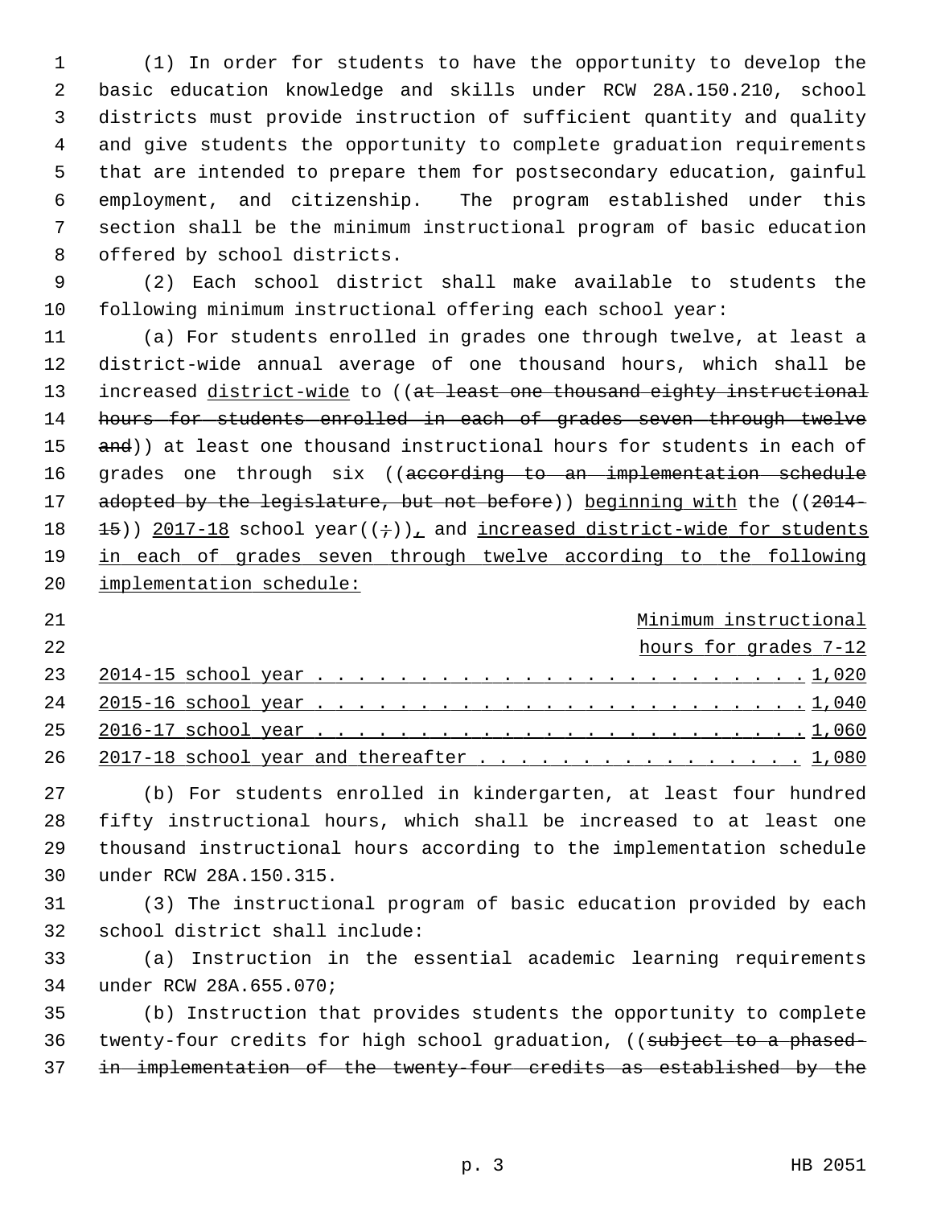(1) In order for students to have the opportunity to develop the basic education knowledge and skills under RCW 28A.150.210, school districts must provide instruction of sufficient quantity and quality and give students the opportunity to complete graduation requirements that are intended to prepare them for postsecondary education, gainful employment, and citizenship. The program established under this section shall be the minimum instructional program of basic education offered by school districts.

(2) Each school district shall make available to students the following minimum instructional offering each school year:

(a) For students enrolled in grades one through twelve, at least a district-wide annual average of one thousand hours, which shall be increased district-wide to ((~~at least one thousand eighty instructional hours for students enrolled in each of grades seven through twelve and~~)) at least one thousand instructional hours for students in each of grades one through six ((~~according to an implementation schedule adopted by the legislature, but not before~~)) beginning with the ((~~2014-15~~)) 2017-18 school year((~~;~~)), and increased district-wide for students in each of grades seven through twelve according to the following implementation schedule:

| | Minimum instructional hours for grades 7-12 |
|---|---|
| 2014-15 school year | 1,020 |
| 2015-16 school year | 1,040 |
| 2016-17 school year | 1,060 |
| 2017-18 school year and thereafter | 1,080 |

(b) For students enrolled in kindergarten, at least four hundred fifty instructional hours, which shall be increased to at least one thousand instructional hours according to the implementation schedule under RCW 28A.150.315.

(3) The instructional program of basic education provided by each school district shall include:

(a) Instruction in the essential academic learning requirements under RCW 28A.655.070;

(b) Instruction that provides students the opportunity to complete twenty-four credits for high school graduation, ((~~subject to a phased-in implementation of the twenty-four credits as established by the~~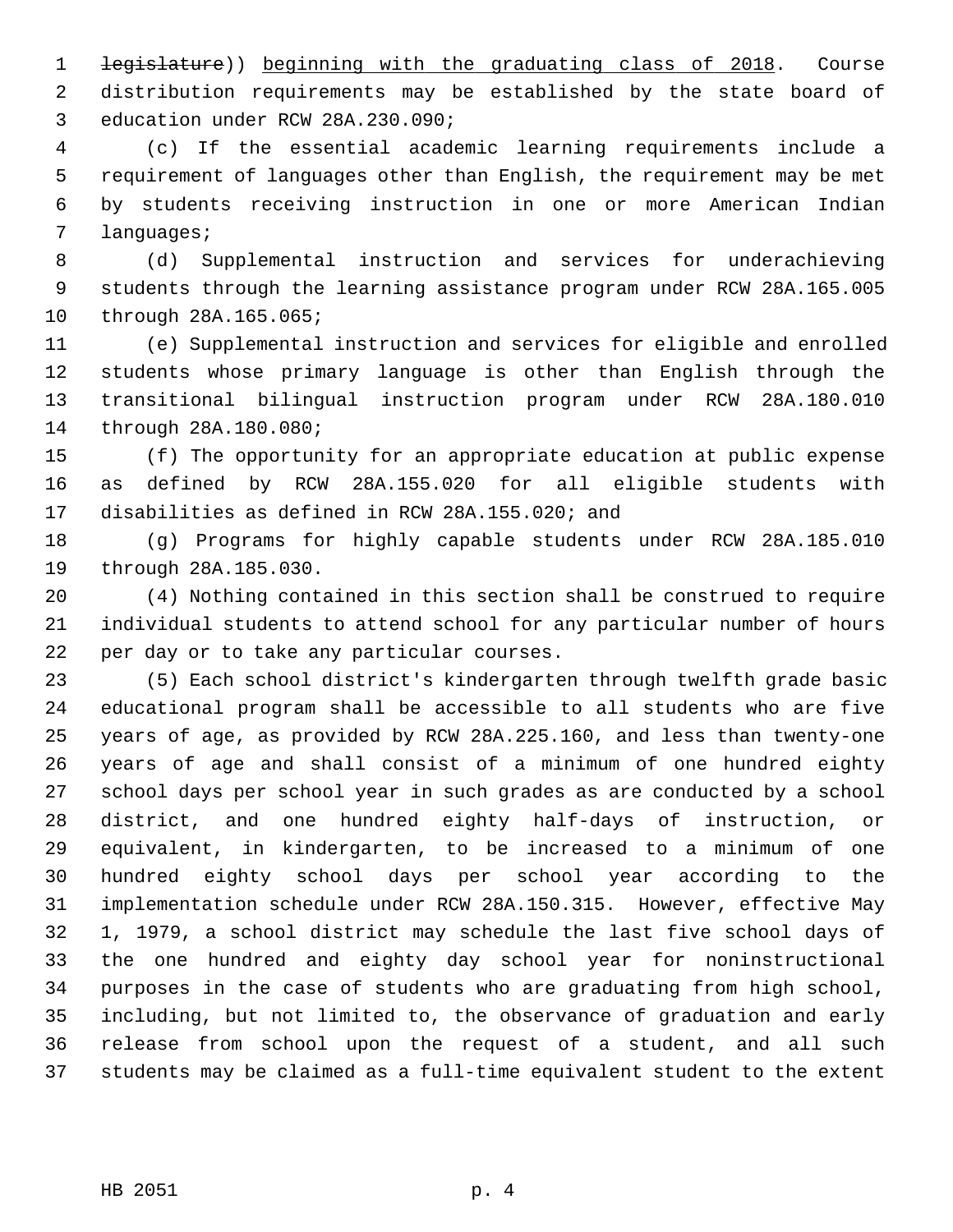~~legislature~~)) beginning with the graduating class of 2018. Course distribution requirements may be established by the state board of education under RCW 28A.230.090;

(c) If the essential academic learning requirements include a requirement of languages other than English, the requirement may be met by students receiving instruction in one or more American Indian languages;

(d) Supplemental instruction and services for underachieving students through the learning assistance program under RCW 28A.165.005 through 28A.165.065;

(e) Supplemental instruction and services for eligible and enrolled students whose primary language is other than English through the transitional bilingual instruction program under RCW 28A.180.010 through 28A.180.080;

(f) The opportunity for an appropriate education at public expense as defined by RCW 28A.155.020 for all eligible students with disabilities as defined in RCW 28A.155.020; and

(g) Programs for highly capable students under RCW 28A.185.010 through 28A.185.030.

(4) Nothing contained in this section shall be construed to require individual students to attend school for any particular number of hours per day or to take any particular courses.

(5) Each school district's kindergarten through twelfth grade basic educational program shall be accessible to all students who are five years of age, as provided by RCW 28A.225.160, and less than twenty-one years of age and shall consist of a minimum of one hundred eighty school days per school year in such grades as are conducted by a school district, and one hundred eighty half-days of instruction, or equivalent, in kindergarten, to be increased to a minimum of one hundred eighty school days per school year according to the implementation schedule under RCW 28A.150.315. However, effective May 1, 1979, a school district may schedule the last five school days of the one hundred and eighty day school year for noninstructional purposes in the case of students who are graduating from high school, including, but not limited to, the observance of graduation and early release from school upon the request of a student, and all such students may be claimed as a full-time equivalent student to the extent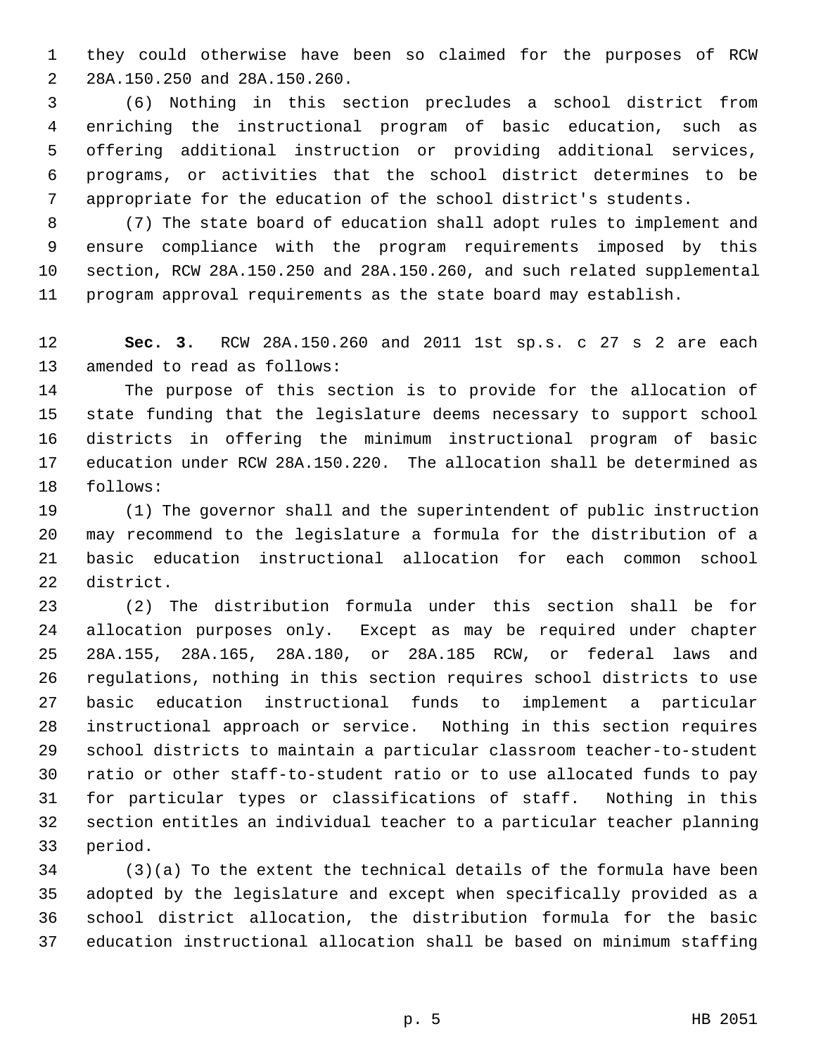they could otherwise have been so claimed for the purposes of RCW 28A.150.250 and 28A.150.260.

(6) Nothing in this section precludes a school district from enriching the instructional program of basic education, such as offering additional instruction or providing additional services, programs, or activities that the school district determines to be appropriate for the education of the school district's students.

(7) The state board of education shall adopt rules to implement and ensure compliance with the program requirements imposed by this section, RCW 28A.150.250 and 28A.150.260, and such related supplemental program approval requirements as the state board may establish.

**Sec. 3.** RCW 28A.150.260 and 2011 1st sp.s. c 27 s 2 are each amended to read as follows:

The purpose of this section is to provide for the allocation of state funding that the legislature deems necessary to support school districts in offering the minimum instructional program of basic education under RCW 28A.150.220. The allocation shall be determined as follows:

(1) The governor shall and the superintendent of public instruction may recommend to the legislature a formula for the distribution of a basic education instructional allocation for each common school district.

(2) The distribution formula under this section shall be for allocation purposes only. Except as may be required under chapter 28A.155, 28A.165, 28A.180, or 28A.185 RCW, or federal laws and regulations, nothing in this section requires school districts to use basic education instructional funds to implement a particular instructional approach or service. Nothing in this section requires school districts to maintain a particular classroom teacher-to-student ratio or other staff-to-student ratio or to use allocated funds to pay for particular types or classifications of staff. Nothing in this section entitles an individual teacher to a particular teacher planning period.

(3)(a) To the extent the technical details of the formula have been adopted by the legislature and except when specifically provided as a school district allocation, the distribution formula for the basic education instructional allocation shall be based on minimum staffing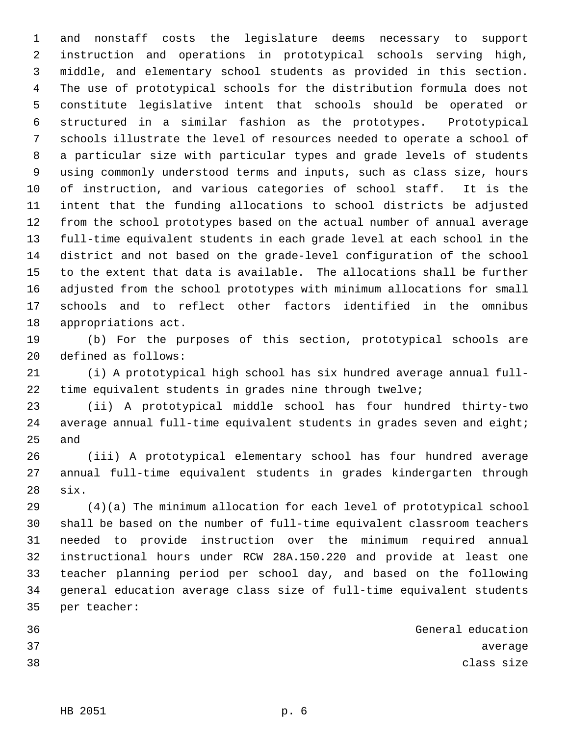and nonstaff costs the legislature deems necessary to support instruction and operations in prototypical schools serving high, middle, and elementary school students as provided in this section. The use of prototypical schools for the distribution formula does not constitute legislative intent that schools should be operated or structured in a similar fashion as the prototypes. Prototypical schools illustrate the level of resources needed to operate a school of a particular size with particular types and grade levels of students using commonly understood terms and inputs, such as class size, hours of instruction, and various categories of school staff. It is the intent that the funding allocations to school districts be adjusted from the school prototypes based on the actual number of annual average full-time equivalent students in each grade level at each school in the district and not based on the grade-level configuration of the school to the extent that data is available. The allocations shall be further adjusted from the school prototypes with minimum allocations for small schools and to reflect other factors identified in the omnibus appropriations act.

(b) For the purposes of this section, prototypical schools are defined as follows:

(i) A prototypical high school has six hundred average annual full-time equivalent students in grades nine through twelve;

(ii) A prototypical middle school has four hundred thirty-two average annual full-time equivalent students in grades seven and eight; and

(iii) A prototypical elementary school has four hundred average annual full-time equivalent students in grades kindergarten through six.

(4)(a) The minimum allocation for each level of prototypical school shall be based on the number of full-time equivalent classroom teachers needed to provide instruction over the minimum required annual instructional hours under RCW 28A.150.220 and provide at least one teacher planning period per school day, and based on the following general education average class size of full-time equivalent students per teacher:

General education average class size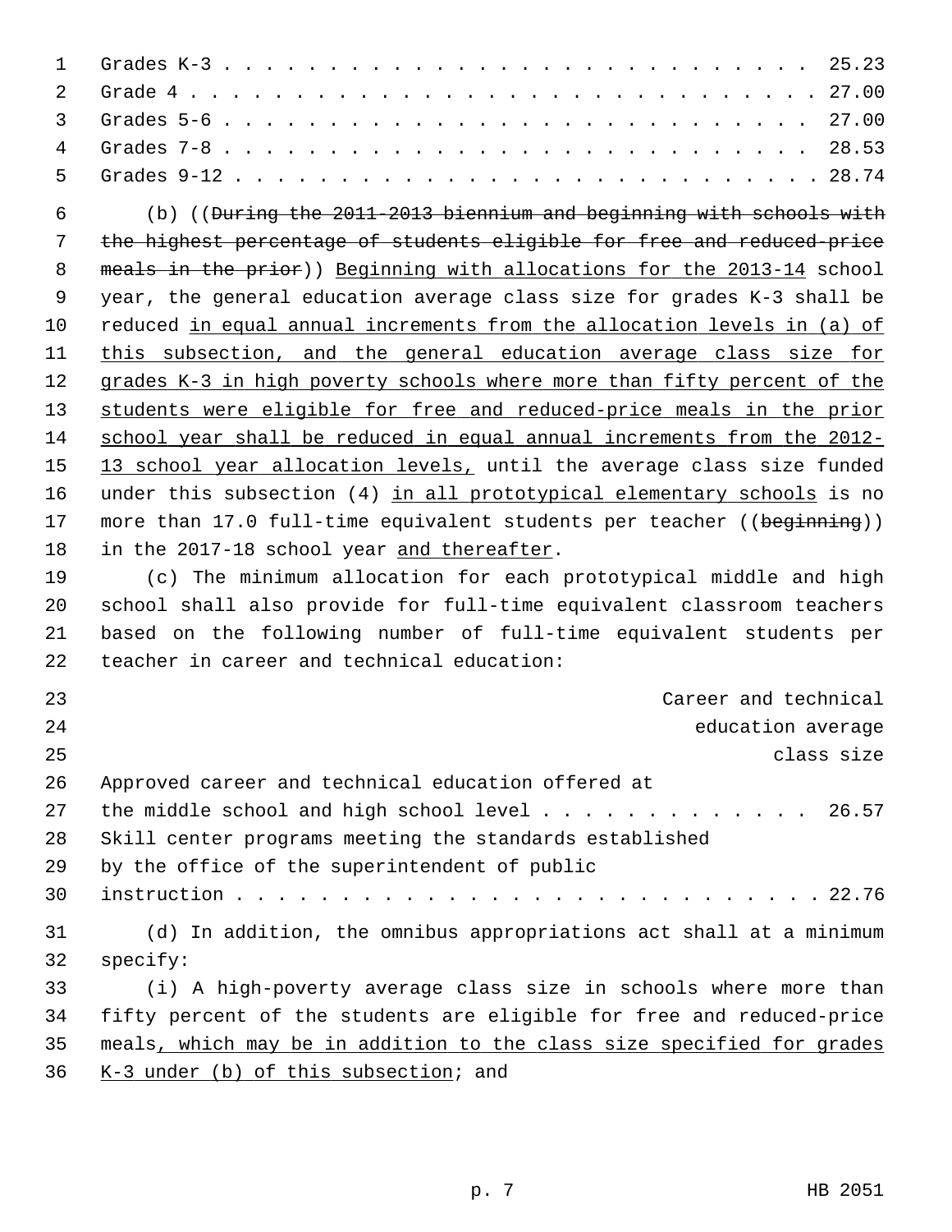| | |
|---|---|
| Grades K-3 | 25.23 |
| Grade 4 | 27.00 |
| Grades 5-6 | 27.00 |
| Grades 7-8 | 28.53 |
| Grades 9-12 | 28.74 |

(b) ((~~During the 2011-2013 biennium and beginning with schools with the highest percentage of students eligible for free and reduced-price meals in the prior~~)) <u>Beginning with allocations for the 2013-14</u> school year, the general education average class size for grades K-3 shall be reduced <u>in equal annual increments from the allocation levels in (a) of this subsection, and the general education average class size for grades K-3 in high poverty schools where more than fifty percent of the students were eligible for free and reduced-price meals in the prior school year shall be reduced in equal annual increments from the 2012-13 school year allocation levels,</u> until the average class size funded under this subsection (4) <u>in all prototypical elementary schools</u> is no more than 17.0 full-time equivalent students per teacher ((~~beginning~~)) in the 2017-18 school year <u>and thereafter</u>.

(c) The minimum allocation for each prototypical middle and high school shall also provide for full-time equivalent classroom teachers based on the following number of full-time equivalent students per teacher in career and technical education:

| | Career and technical education average class size |
|---|---|
| Approved career and technical education offered at the middle school and high school level | 26.57 |
| Skill center programs meeting the standards established by the office of the superintendent of public instruction | 22.76 |

(d) In addition, the omnibus appropriations act shall at a minimum specify:

(i) A high-poverty average class size in schools where more than fifty percent of the students are eligible for free and reduced-price meals<u>, which may be in addition to the class size specified for grades K-3 under (b) of this subsection</u>; and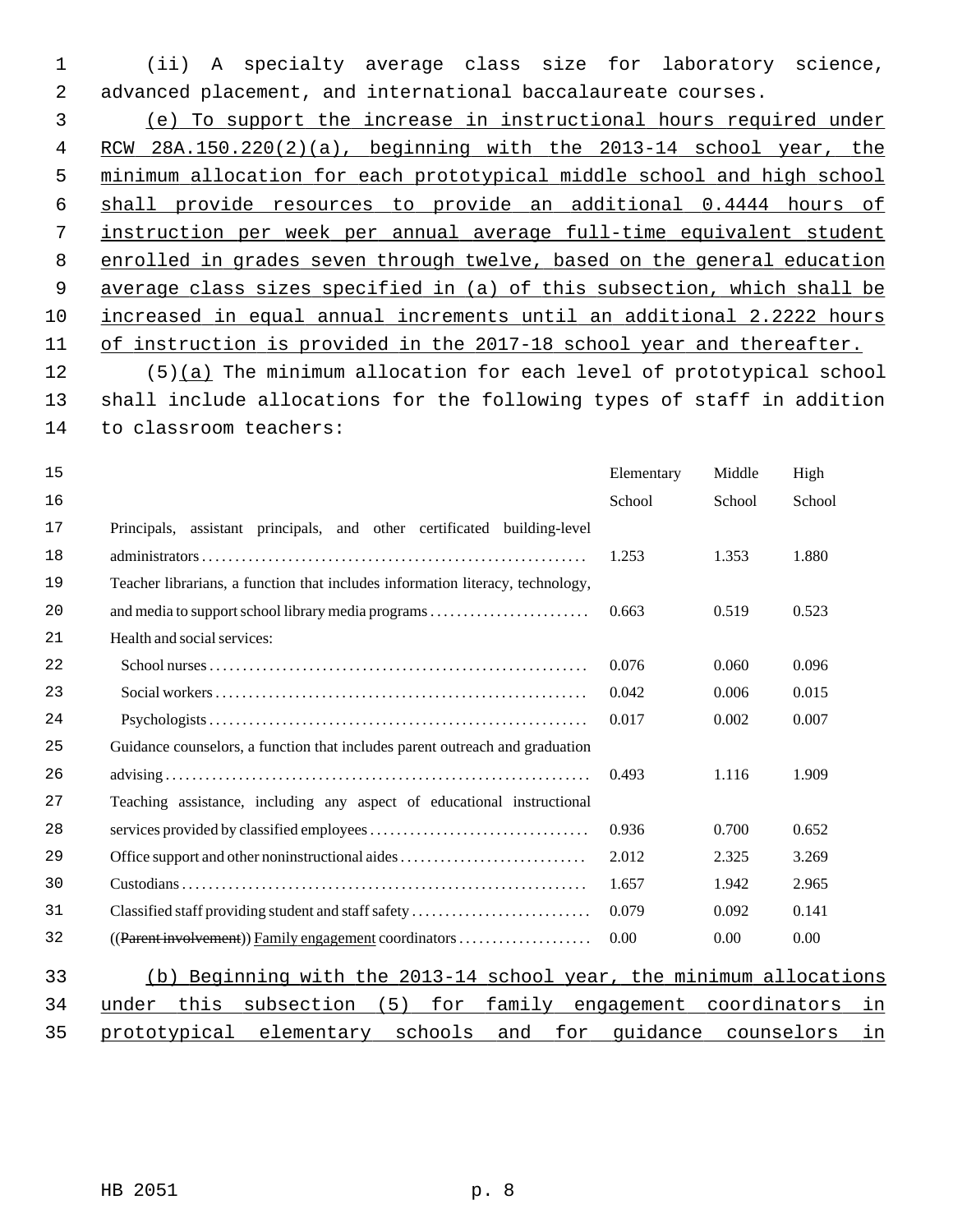(ii) A specialty average class size for laboratory science, advanced placement, and international baccalaureate courses.

(e) To support the increase in instructional hours required under RCW 28A.150.220(2)(a), beginning with the 2013-14 school year, the minimum allocation for each prototypical middle school and high school shall provide resources to provide an additional 0.4444 hours of instruction per week per annual average full-time equivalent student enrolled in grades seven through twelve, based on the general education average class sizes specified in (a) of this subsection, which shall be increased in equal annual increments until an additional 2.2222 hours of instruction is provided in the 2017-18 school year and thereafter.

(5)(a) The minimum allocation for each level of prototypical school shall include allocations for the following types of staff in addition to classroom teachers:

| | Elementary School | Middle School | High School |
|---|---|---|---|
| Principals, assistant principals, and other certificated building-level administrators | 1.253 | 1.353 | 1.880 |
| Teacher librarians, a function that includes information literacy, technology, and media to support school library media programs | 0.663 | 0.519 | 0.523 |
| Health and social services: | | | |
| School nurses | 0.076 | 0.060 | 0.096 |
| Social workers | 0.042 | 0.006 | 0.015 |
| Psychologists | 0.017 | 0.002 | 0.007 |
| Guidance counselors, a function that includes parent outreach and graduation advising | 0.493 | 1.116 | 1.909 |
| Teaching assistance, including any aspect of educational instructional services provided by classified employees | 0.936 | 0.700 | 0.652 |
| Office support and other noninstructional aides | 2.012 | 2.325 | 3.269 |
| Custodians | 1.657 | 1.942 | 2.965 |
| Classified staff providing student and staff safety | 0.079 | 0.092 | 0.141 |
| ((~~Parent involvement~~)) Family engagement coordinators | 0.00 | 0.00 | 0.00 |

(b) Beginning with the 2013-14 school year, the minimum allocations under this subsection (5) for family engagement coordinators in prototypical elementary schools and for guidance counselors in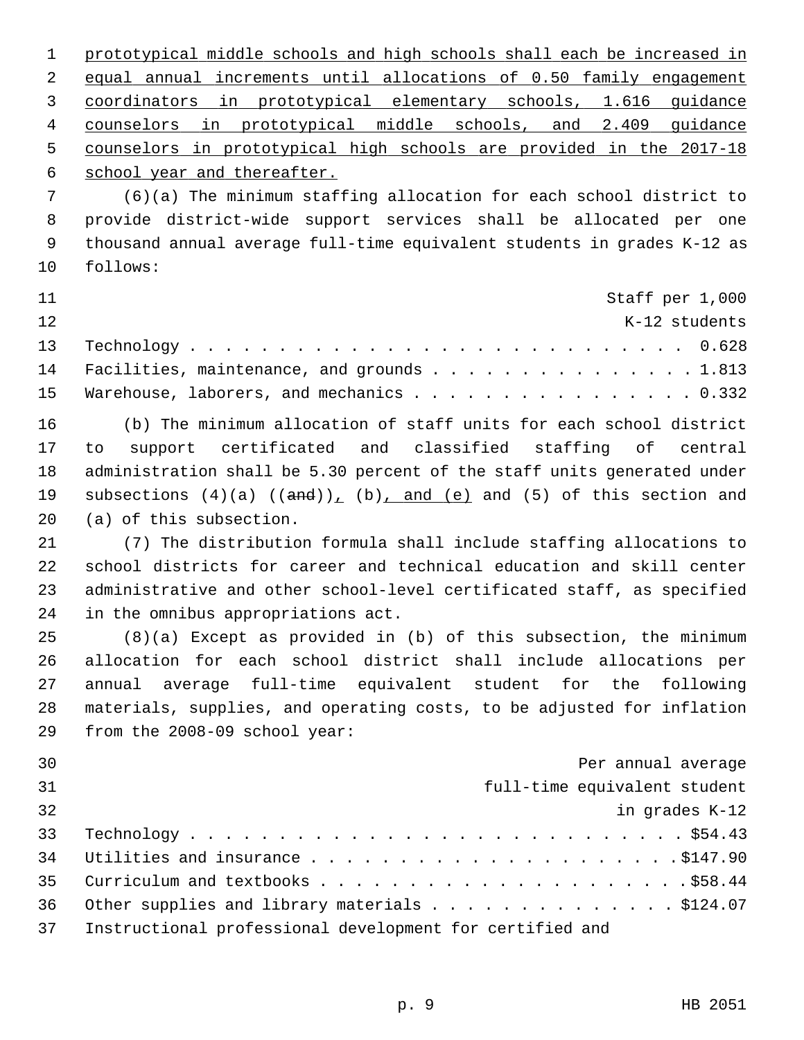prototypical middle schools and high schools shall each be increased in equal annual increments until allocations of 0.50 family engagement coordinators in prototypical elementary schools, 1.616 guidance counselors in prototypical middle schools, and 2.409 guidance counselors in prototypical high schools are provided in the 2017-18 school year and thereafter.

(6)(a) The minimum staffing allocation for each school district to provide district-wide support services shall be allocated per one thousand annual average full-time equivalent students in grades K-12 as follows:

| | Staff per 1,000 K-12 students |
|---|---|
| Technology | 0.628 |
| Facilities, maintenance, and grounds | 1.813 |
| Warehouse, laborers, and mechanics | 0.332 |

(b) The minimum allocation of staff units for each school district to support certificated and classified staffing of central administration shall be 5.30 percent of the staff units generated under subsections (4)(a) ((and)), (b), and (e) and (5) of this section and (a) of this subsection.

(7) The distribution formula shall include staffing allocations to school districts for career and technical education and skill center administrative and other school-level certificated staff, as specified in the omnibus appropriations act.

(8)(a) Except as provided in (b) of this subsection, the minimum allocation for each school district shall include allocations per annual average full-time equivalent student for the following materials, supplies, and operating costs, to be adjusted for inflation from the 2008-09 school year:

| | Per annual average full-time equivalent student in grades K-12 |
|---|---|
| Technology | $54.43 |
| Utilities and insurance | $147.90 |
| Curriculum and textbooks | $58.44 |
| Other supplies and library materials | $124.07 |
| Instructional professional development for certified and | |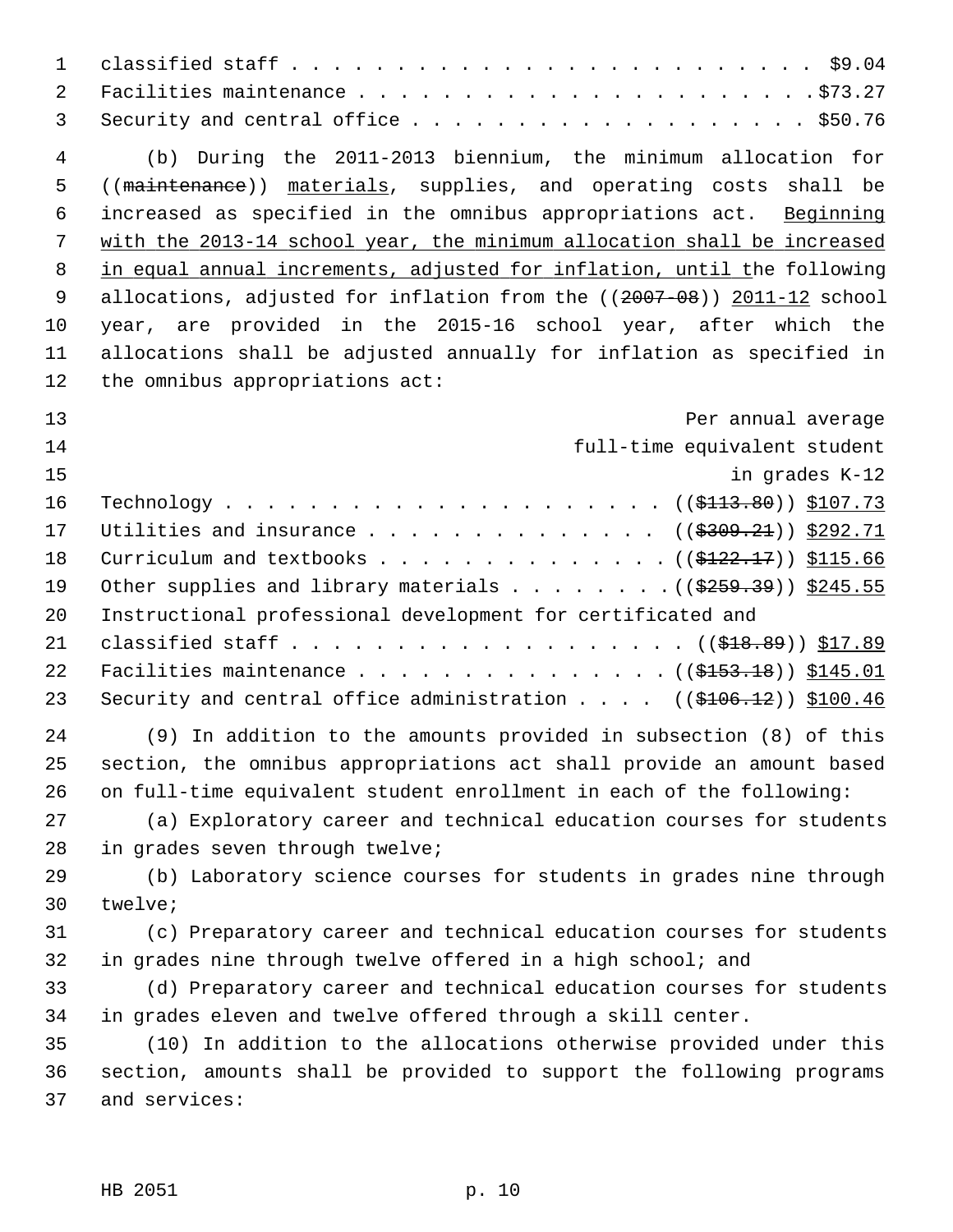classified staff . . . . . . . . . . . . . . . . . . . . . . . . . $9.04
Facilities maintenance . . . . . . . . . . . . . . . . . . . . . . .$73.27
Security and central office . . . . . . . . . . . . . . . . . . . . $50.76

(b) During the 2011-2013 biennium, the minimum allocation for ((~~maintenance~~)) <u>materials</u>, supplies, and operating costs shall be increased as specified in the omnibus appropriations act. <u>Beginning with the 2013-14 school year, the minimum allocation shall be increased in equal annual increments, adjusted for inflation, until t</u>he following allocations, adjusted for inflation from the ((~~2007-08~~)) <u>2011-12</u> school year, are provided in the 2015-16 school year, after which the allocations shall be adjusted annually for inflation as specified in the omnibus appropriations act:

| | Per annual average full-time equivalent student in grades K-12 |
|---|---|
| Technology | ((~~$113.80~~)) <u>$107.73</u> |
| Utilities and insurance | ((~~$309.21~~)) <u>$292.71</u> |
| Curriculum and textbooks | ((~~$122.17~~)) <u>$115.66</u> |
| Other supplies and library materials | ((~~$259.39~~)) <u>$245.55</u> |
| Instructional professional development for certificated and classified staff | ((~~$18.89~~)) <u>$17.89</u> |
| Facilities maintenance | ((~~$153.18~~)) <u>$145.01</u> |
| Security and central office administration | ((~~$106.12~~)) <u>$100.46</u> |

(9) In addition to the amounts provided in subsection (8) of this section, the omnibus appropriations act shall provide an amount based on full-time equivalent student enrollment in each of the following:

(a) Exploratory career and technical education courses for students in grades seven through twelve;

(b) Laboratory science courses for students in grades nine through twelve;

(c) Preparatory career and technical education courses for students in grades nine through twelve offered in a high school; and

(d) Preparatory career and technical education courses for students in grades eleven and twelve offered through a skill center.

(10) In addition to the allocations otherwise provided under this section, amounts shall be provided to support the following programs and services: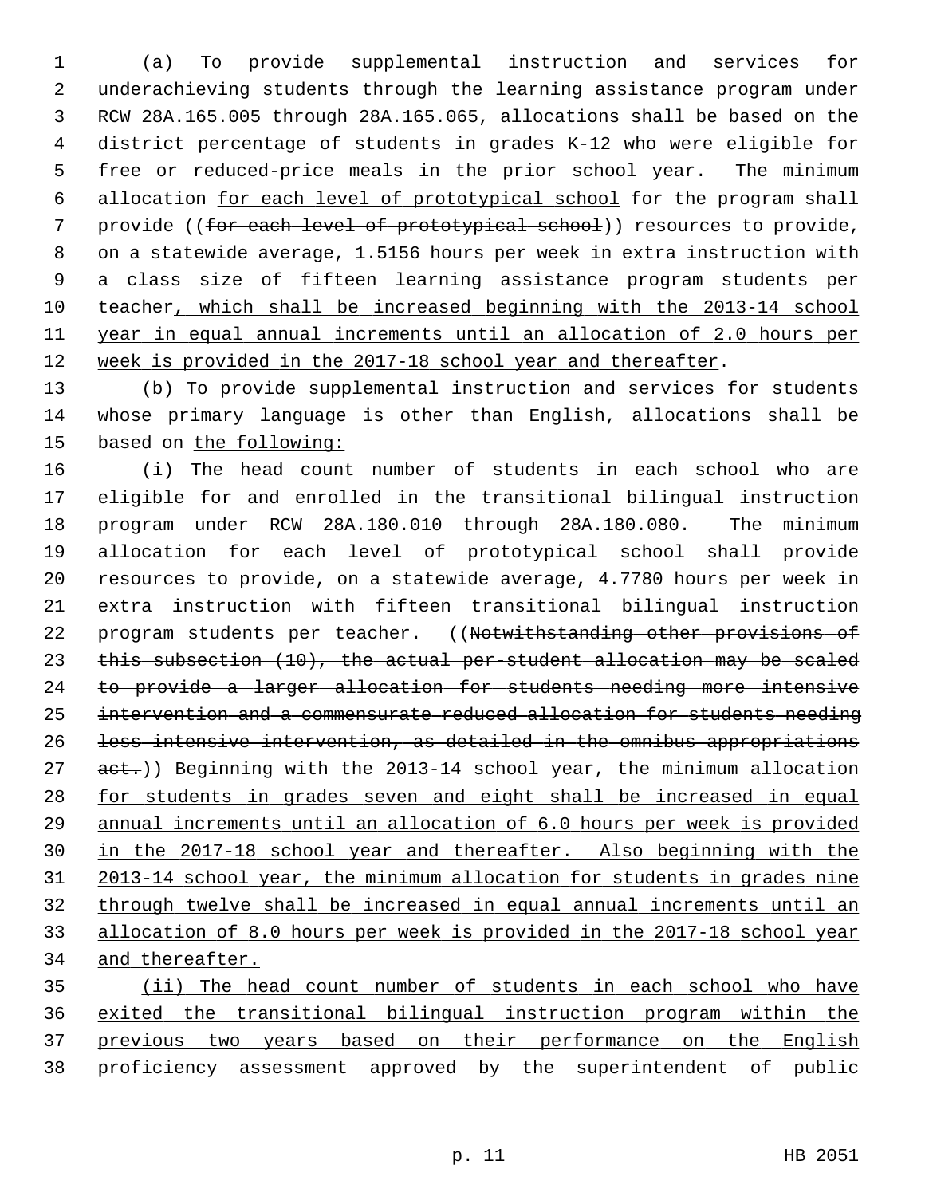(a) To provide supplemental instruction and services for underachieving students through the learning assistance program under RCW 28A.165.005 through 28A.165.065, allocations shall be based on the district percentage of students in grades K-12 who were eligible for free or reduced-price meals in the prior school year. The minimum allocation for each level of prototypical school for the program shall provide ((~~for each level of prototypical school~~)) resources to provide, on a statewide average, 1.5156 hours per week in extra instruction with a class size of fifteen learning assistance program students per teacher, which shall be increased beginning with the 2013-14 school year in equal annual increments until an allocation of 2.0 hours per week is provided in the 2017-18 school year and thereafter.

(b) To provide supplemental instruction and services for students whose primary language is other than English, allocations shall be based on the following:

(i) The head count number of students in each school who are eligible for and enrolled in the transitional bilingual instruction program under RCW 28A.180.010 through 28A.180.080. The minimum allocation for each level of prototypical school shall provide resources to provide, on a statewide average, 4.7780 hours per week in extra instruction with fifteen transitional bilingual instruction program students per teacher. ((~~Notwithstanding other provisions of this subsection (10), the actual per-student allocation may be scaled to provide a larger allocation for students needing more intensive intervention and a commensurate reduced allocation for students needing less intensive intervention, as detailed in the omnibus appropriations act.~~)) Beginning with the 2013-14 school year, the minimum allocation for students in grades seven and eight shall be increased in equal annual increments until an allocation of 6.0 hours per week is provided in the 2017-18 school year and thereafter. Also beginning with the 2013-14 school year, the minimum allocation for students in grades nine through twelve shall be increased in equal annual increments until an allocation of 8.0 hours per week is provided in the 2017-18 school year and thereafter.

(ii) The head count number of students in each school who have exited the transitional bilingual instruction program within the previous two years based on their performance on the English proficiency assessment approved by the superintendent of public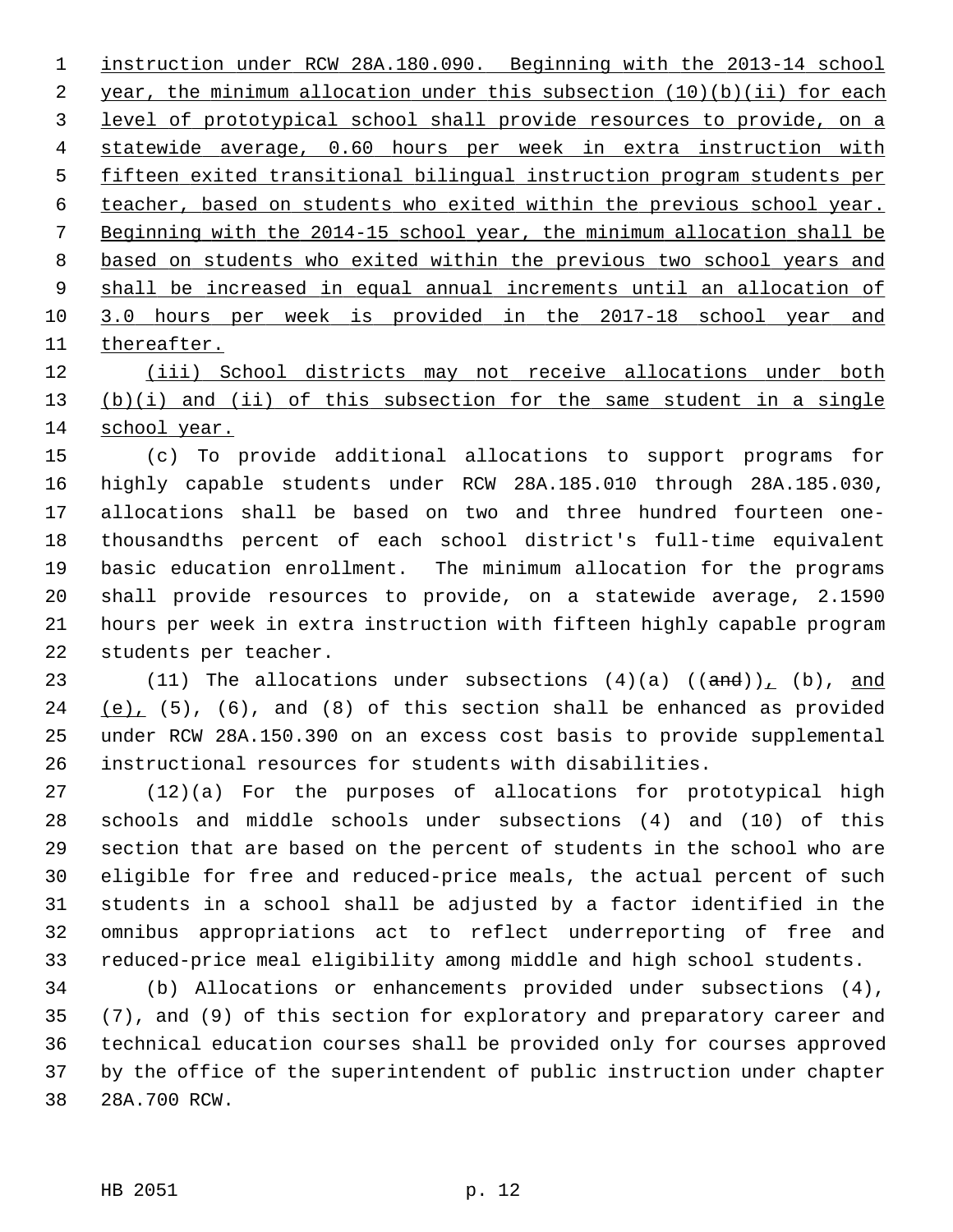instruction under RCW 28A.180.090. Beginning with the 2013-14 school year, the minimum allocation under this subsection (10)(b)(ii) for each level of prototypical school shall provide resources to provide, on a statewide average, 0.60 hours per week in extra instruction with fifteen exited transitional bilingual instruction program students per teacher, based on students who exited within the previous school year. Beginning with the 2014-15 school year, the minimum allocation shall be based on students who exited within the previous two school years and shall be increased in equal annual increments until an allocation of 3.0 hours per week is provided in the 2017-18 school year and thereafter.

(iii) School districts may not receive allocations under both (b)(i) and (ii) of this subsection for the same student in a single school year.

(c) To provide additional allocations to support programs for highly capable students under RCW 28A.185.010 through 28A.185.030, allocations shall be based on two and three hundred fourteen one-thousandths percent of each school district's full-time equivalent basic education enrollment. The minimum allocation for the programs shall provide resources to provide, on a statewide average, 2.1590 hours per week in extra instruction with fifteen highly capable program students per teacher.

(11) The allocations under subsections (4)(a) ((~~and~~)), (b), and (e), (5), (6), and (8) of this section shall be enhanced as provided under RCW 28A.150.390 on an excess cost basis to provide supplemental instructional resources for students with disabilities.

(12)(a) For the purposes of allocations for prototypical high schools and middle schools under subsections (4) and (10) of this section that are based on the percent of students in the school who are eligible for free and reduced-price meals, the actual percent of such students in a school shall be adjusted by a factor identified in the omnibus appropriations act to reflect underreporting of free and reduced-price meal eligibility among middle and high school students.

(b) Allocations or enhancements provided under subsections (4), (7), and (9) of this section for exploratory and preparatory career and technical education courses shall be provided only for courses approved by the office of the superintendent of public instruction under chapter 28A.700 RCW.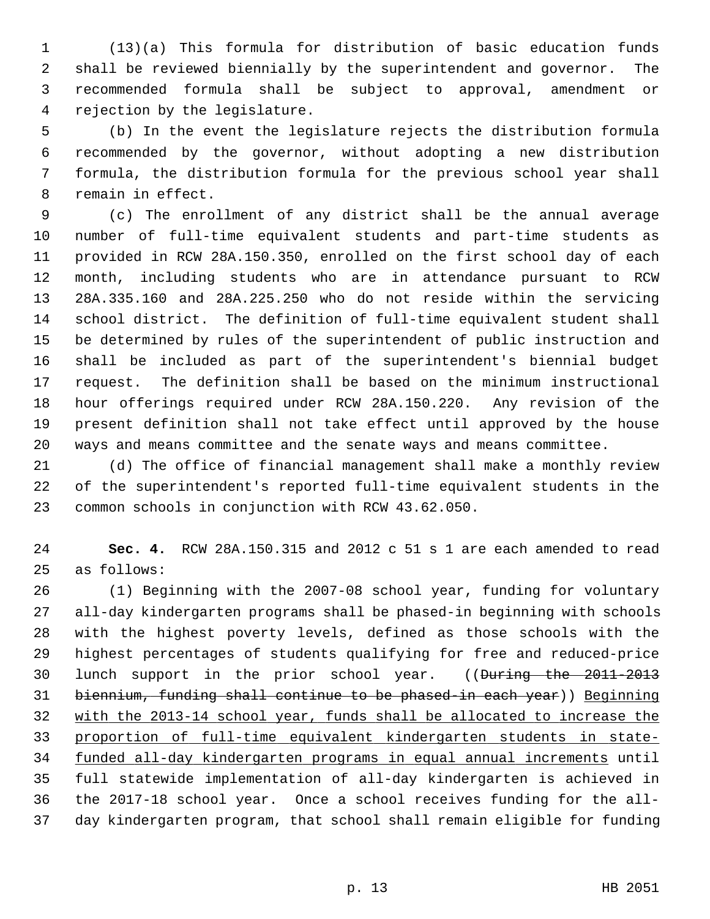(13)(a) This formula for distribution of basic education funds shall be reviewed biennially by the superintendent and governor. The recommended formula shall be subject to approval, amendment or rejection by the legislature.

(b) In the event the legislature rejects the distribution formula recommended by the governor, without adopting a new distribution formula, the distribution formula for the previous school year shall remain in effect.

(c) The enrollment of any district shall be the annual average number of full-time equivalent students and part-time students as provided in RCW 28A.150.350, enrolled on the first school day of each month, including students who are in attendance pursuant to RCW 28A.335.160 and 28A.225.250 who do not reside within the servicing school district. The definition of full-time equivalent student shall be determined by rules of the superintendent of public instruction and shall be included as part of the superintendent's biennial budget request. The definition shall be based on the minimum instructional hour offerings required under RCW 28A.150.220. Any revision of the present definition shall not take effect until approved by the house ways and means committee and the senate ways and means committee.

(d) The office of financial management shall make a monthly review of the superintendent's reported full-time equivalent students in the common schools in conjunction with RCW 43.62.050.

**Sec. 4.** RCW 28A.150.315 and 2012 c 51 s 1 are each amended to read as follows:

(1) Beginning with the 2007-08 school year, funding for voluntary all-day kindergarten programs shall be phased-in beginning with schools with the highest poverty levels, defined as those schools with the highest percentages of students qualifying for free and reduced-price lunch support in the prior school year. ((~~During the 2011-2013 biennium, funding shall continue to be phased-in each year~~)) <u>Beginning with the 2013-14 school year, funds shall be allocated to increase the proportion of full-time equivalent kindergarten students in state-funded all-day kindergarten programs in equal annual increments</u> until full statewide implementation of all-day kindergarten is achieved in the 2017-18 school year. Once a school receives funding for the all-day kindergarten program, that school shall remain eligible for funding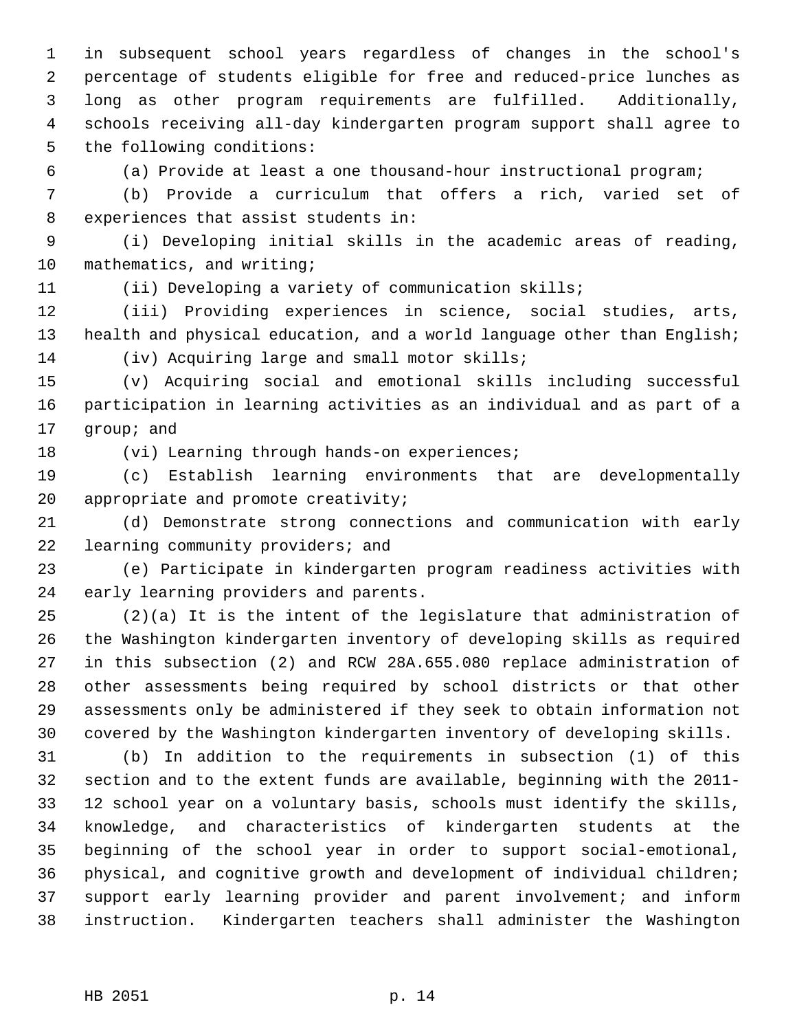in subsequent school years regardless of changes in the school's percentage of students eligible for free and reduced-price lunches as long as other program requirements are fulfilled. Additionally, schools receiving all-day kindergarten program support shall agree to the following conditions:

(a) Provide at least a one thousand-hour instructional program;

(b) Provide a curriculum that offers a rich, varied set of experiences that assist students in:

(i) Developing initial skills in the academic areas of reading, mathematics, and writing;

(ii) Developing a variety of communication skills;

(iii) Providing experiences in science, social studies, arts, health and physical education, and a world language other than English;

(iv) Acquiring large and small motor skills;

(v) Acquiring social and emotional skills including successful participation in learning activities as an individual and as part of a group; and

(vi) Learning through hands-on experiences;

(c) Establish learning environments that are developmentally appropriate and promote creativity;

(d) Demonstrate strong connections and communication with early learning community providers; and

(e) Participate in kindergarten program readiness activities with early learning providers and parents.

(2)(a) It is the intent of the legislature that administration of the Washington kindergarten inventory of developing skills as required in this subsection (2) and RCW 28A.655.080 replace administration of other assessments being required by school districts or that other assessments only be administered if they seek to obtain information not covered by the Washington kindergarten inventory of developing skills.

(b) In addition to the requirements in subsection (1) of this section and to the extent funds are available, beginning with the 2011-12 school year on a voluntary basis, schools must identify the skills, knowledge, and characteristics of kindergarten students at the beginning of the school year in order to support social-emotional, physical, and cognitive growth and development of individual children; support early learning provider and parent involvement; and inform instruction. Kindergarten teachers shall administer the Washington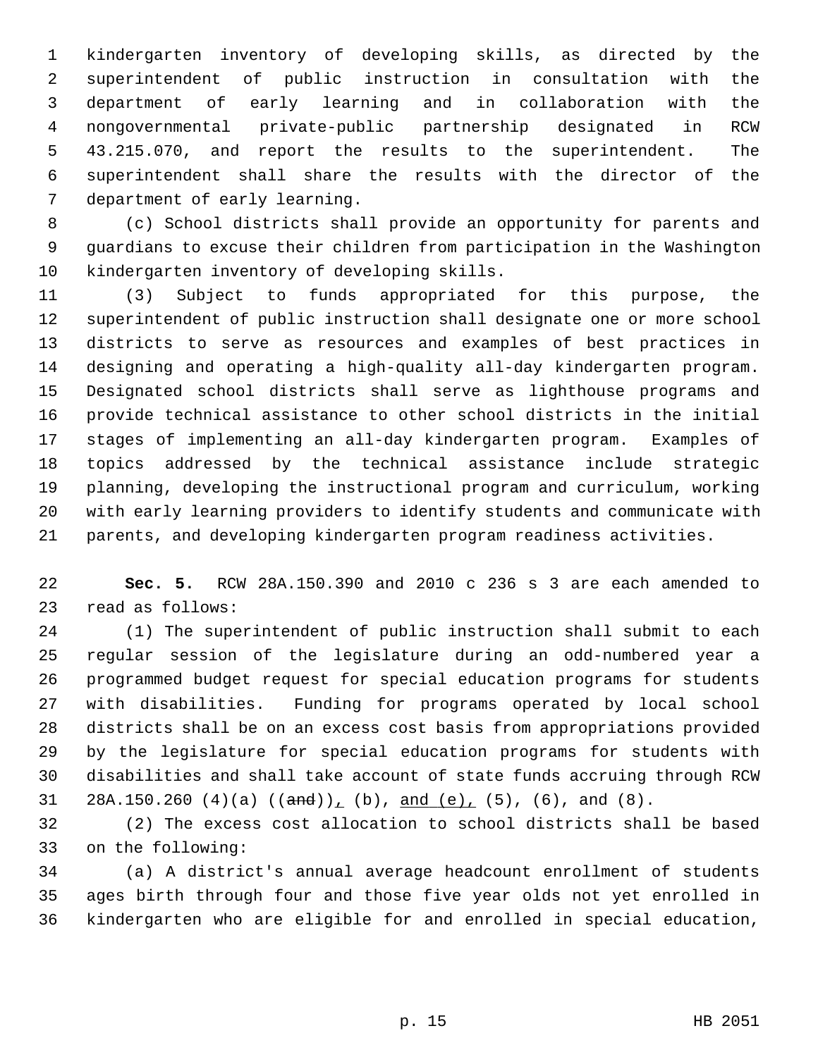kindergarten inventory of developing skills, as directed by the superintendent of public instruction in consultation with the department of early learning and in collaboration with the nongovernmental private-public partnership designated in RCW 43.215.070, and report the results to the superintendent. The superintendent shall share the results with the director of the department of early learning.

(c) School districts shall provide an opportunity for parents and guardians to excuse their children from participation in the Washington kindergarten inventory of developing skills.

(3) Subject to funds appropriated for this purpose, the superintendent of public instruction shall designate one or more school districts to serve as resources and examples of best practices in designing and operating a high-quality all-day kindergarten program. Designated school districts shall serve as lighthouse programs and provide technical assistance to other school districts in the initial stages of implementing an all-day kindergarten program. Examples of topics addressed by the technical assistance include strategic planning, developing the instructional program and curriculum, working with early learning providers to identify students and communicate with parents, and developing kindergarten program readiness activities.

**Sec. 5.** RCW 28A.150.390 and 2010 c 236 s 3 are each amended to read as follows:

(1) The superintendent of public instruction shall submit to each regular session of the legislature during an odd-numbered year a programmed budget request for special education programs for students with disabilities. Funding for programs operated by local school districts shall be on an excess cost basis from appropriations provided by the legislature for special education programs for students with disabilities and shall take account of state funds accruing through RCW 28A.150.260 (4)(a) ((~~and~~)), (b), and (e), (5), (6), and (8).

(2) The excess cost allocation to school districts shall be based on the following:

(a) A district's annual average headcount enrollment of students ages birth through four and those five year olds not yet enrolled in kindergarten who are eligible for and enrolled in special education,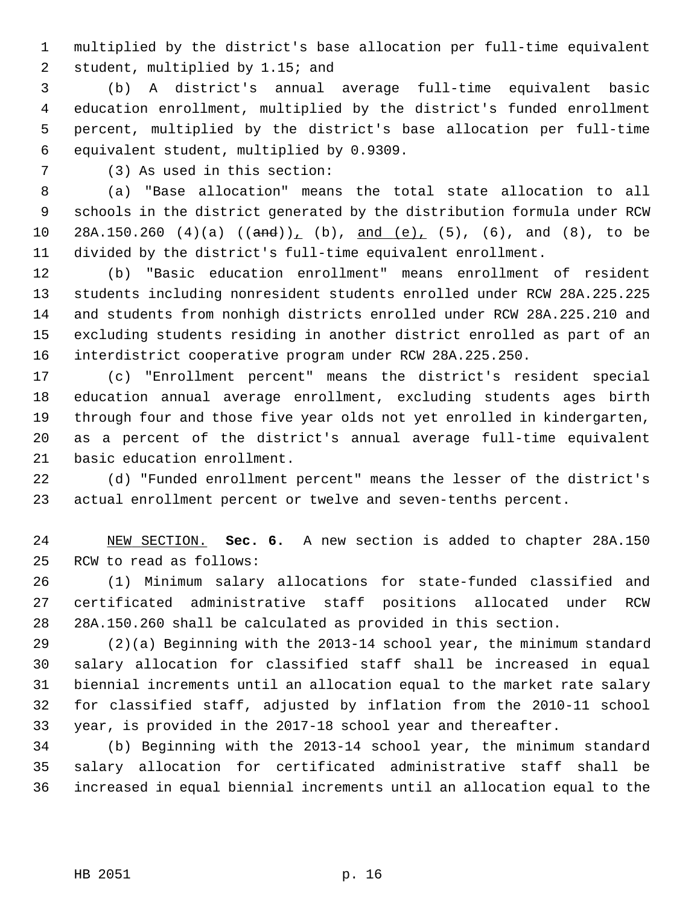multiplied by the district's base allocation per full-time equivalent student, multiplied by 1.15; and

(b) A district's annual average full-time equivalent basic education enrollment, multiplied by the district's funded enrollment percent, multiplied by the district's base allocation per full-time equivalent student, multiplied by 0.9309.

(3) As used in this section:

(a) "Base allocation" means the total state allocation to all schools in the district generated by the distribution formula under RCW 28A.150.260 (4)(a) ((~~and~~)), (b), and (e), (5), (6), and (8), to be divided by the district's full-time equivalent enrollment.

(b) "Basic education enrollment" means enrollment of resident students including nonresident students enrolled under RCW 28A.225.225 and students from nonhigh districts enrolled under RCW 28A.225.210 and excluding students residing in another district enrolled as part of an interdistrict cooperative program under RCW 28A.225.250.

(c) "Enrollment percent" means the district's resident special education annual average enrollment, excluding students ages birth through four and those five year olds not yet enrolled in kindergarten, as a percent of the district's annual average full-time equivalent basic education enrollment.

(d) "Funded enrollment percent" means the lesser of the district's actual enrollment percent or twelve and seven-tenths percent.

NEW SECTION. **Sec. 6.** A new section is added to chapter 28A.150 RCW to read as follows:

(1) Minimum salary allocations for state-funded classified and certificated administrative staff positions allocated under RCW 28A.150.260 shall be calculated as provided in this section.

(2)(a) Beginning with the 2013-14 school year, the minimum standard salary allocation for classified staff shall be increased in equal biennial increments until an allocation equal to the market rate salary for classified staff, adjusted by inflation from the 2010-11 school year, is provided in the 2017-18 school year and thereafter.

(b) Beginning with the 2013-14 school year, the minimum standard salary allocation for certificated administrative staff shall be increased in equal biennial increments until an allocation equal to the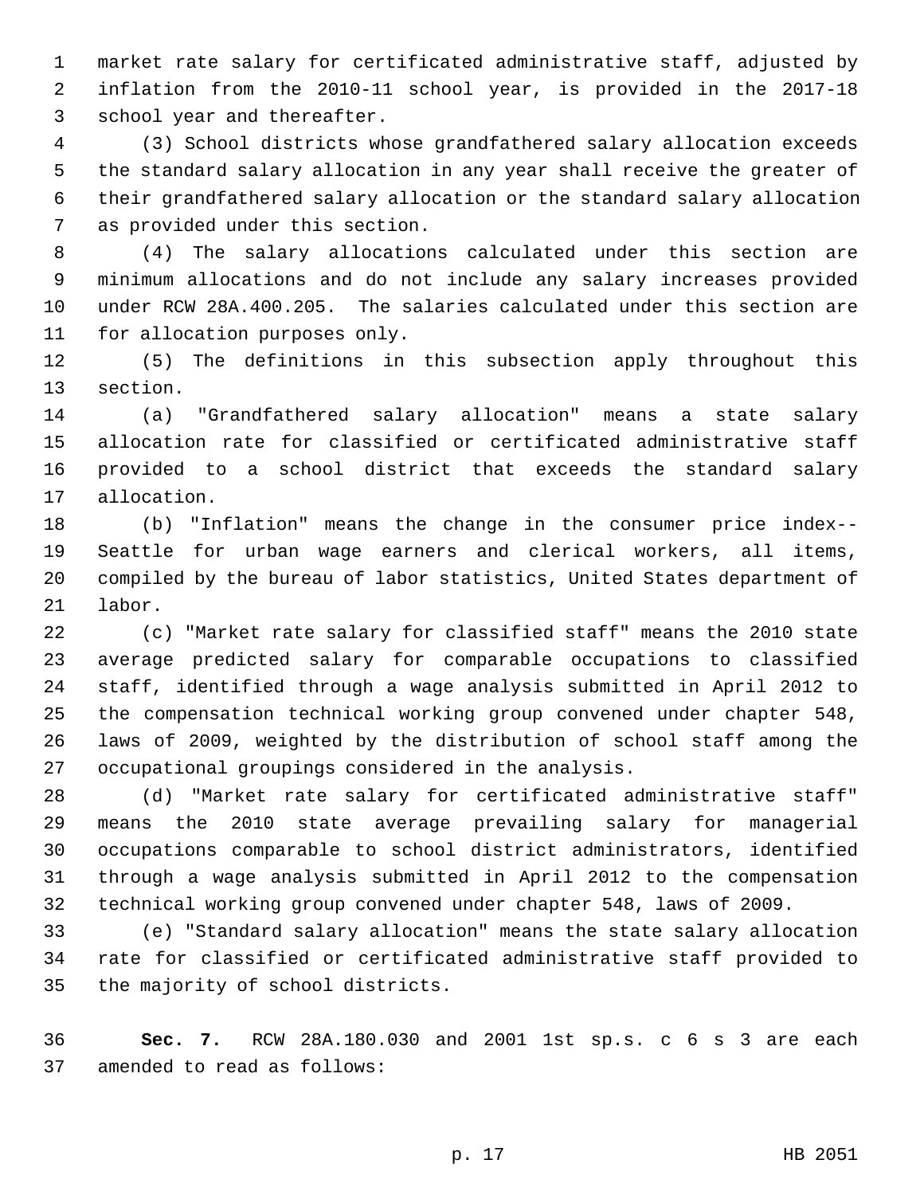market rate salary for certificated administrative staff, adjusted by inflation from the 2010-11 school year, is provided in the 2017-18 school year and thereafter.

(3) School districts whose grandfathered salary allocation exceeds the standard salary allocation in any year shall receive the greater of their grandfathered salary allocation or the standard salary allocation as provided under this section.

(4) The salary allocations calculated under this section are minimum allocations and do not include any salary increases provided under RCW 28A.400.205. The salaries calculated under this section are for allocation purposes only.

(5) The definitions in this subsection apply throughout this section.

(a) "Grandfathered salary allocation" means a state salary allocation rate for classified or certificated administrative staff provided to a school district that exceeds the standard salary allocation.

(b) "Inflation" means the change in the consumer price index--Seattle for urban wage earners and clerical workers, all items, compiled by the bureau of labor statistics, United States department of labor.

(c) "Market rate salary for classified staff" means the 2010 state average predicted salary for comparable occupations to classified staff, identified through a wage analysis submitted in April 2012 to the compensation technical working group convened under chapter 548, laws of 2009, weighted by the distribution of school staff among the occupational groupings considered in the analysis.

(d) "Market rate salary for certificated administrative staff" means the 2010 state average prevailing salary for managerial occupations comparable to school district administrators, identified through a wage analysis submitted in April 2012 to the compensation technical working group convened under chapter 548, laws of 2009.

(e) "Standard salary allocation" means the state salary allocation rate for classified or certificated administrative staff provided to the majority of school districts.

**Sec. 7.** RCW 28A.180.030 and 2001 1st sp.s. c 6 s 3 are each amended to read as follows: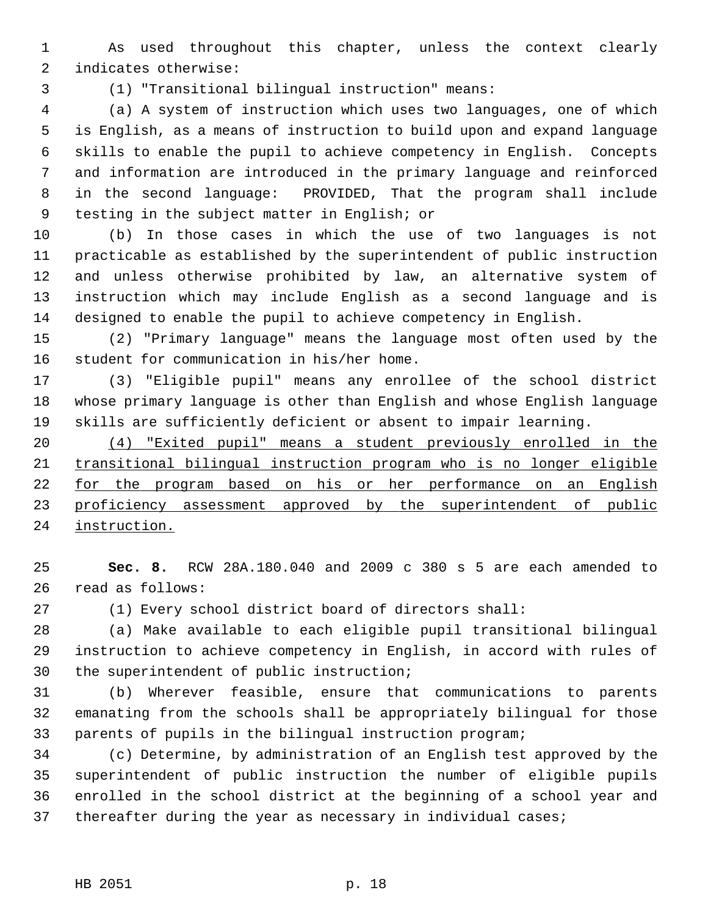As used throughout this chapter, unless the context clearly indicates otherwise:

(1) "Transitional bilingual instruction" means:

(a) A system of instruction which uses two languages, one of which is English, as a means of instruction to build upon and expand language skills to enable the pupil to achieve competency in English. Concepts and information are introduced in the primary language and reinforced in the second language: PROVIDED, That the program shall include testing in the subject matter in English; or

(b) In those cases in which the use of two languages is not practicable as established by the superintendent of public instruction and unless otherwise prohibited by law, an alternative system of instruction which may include English as a second language and is designed to enable the pupil to achieve competency in English.

(2) "Primary language" means the language most often used by the student for communication in his/her home.

(3) "Eligible pupil" means any enrollee of the school district whose primary language is other than English and whose English language skills are sufficiently deficient or absent to impair learning.

<u>(4) "Exited pupil" means a student previously enrolled in the transitional bilingual instruction program who is no longer eligible for the program based on his or her performance on an English proficiency assessment approved by the superintendent of public instruction.</u>

**Sec. 8.** RCW 28A.180.040 and 2009 c 380 s 5 are each amended to read as follows:

(1) Every school district board of directors shall:

(a) Make available to each eligible pupil transitional bilingual instruction to achieve competency in English, in accord with rules of the superintendent of public instruction;

(b) Wherever feasible, ensure that communications to parents emanating from the schools shall be appropriately bilingual for those parents of pupils in the bilingual instruction program;

(c) Determine, by administration of an English test approved by the superintendent of public instruction the number of eligible pupils enrolled in the school district at the beginning of a school year and thereafter during the year as necessary in individual cases;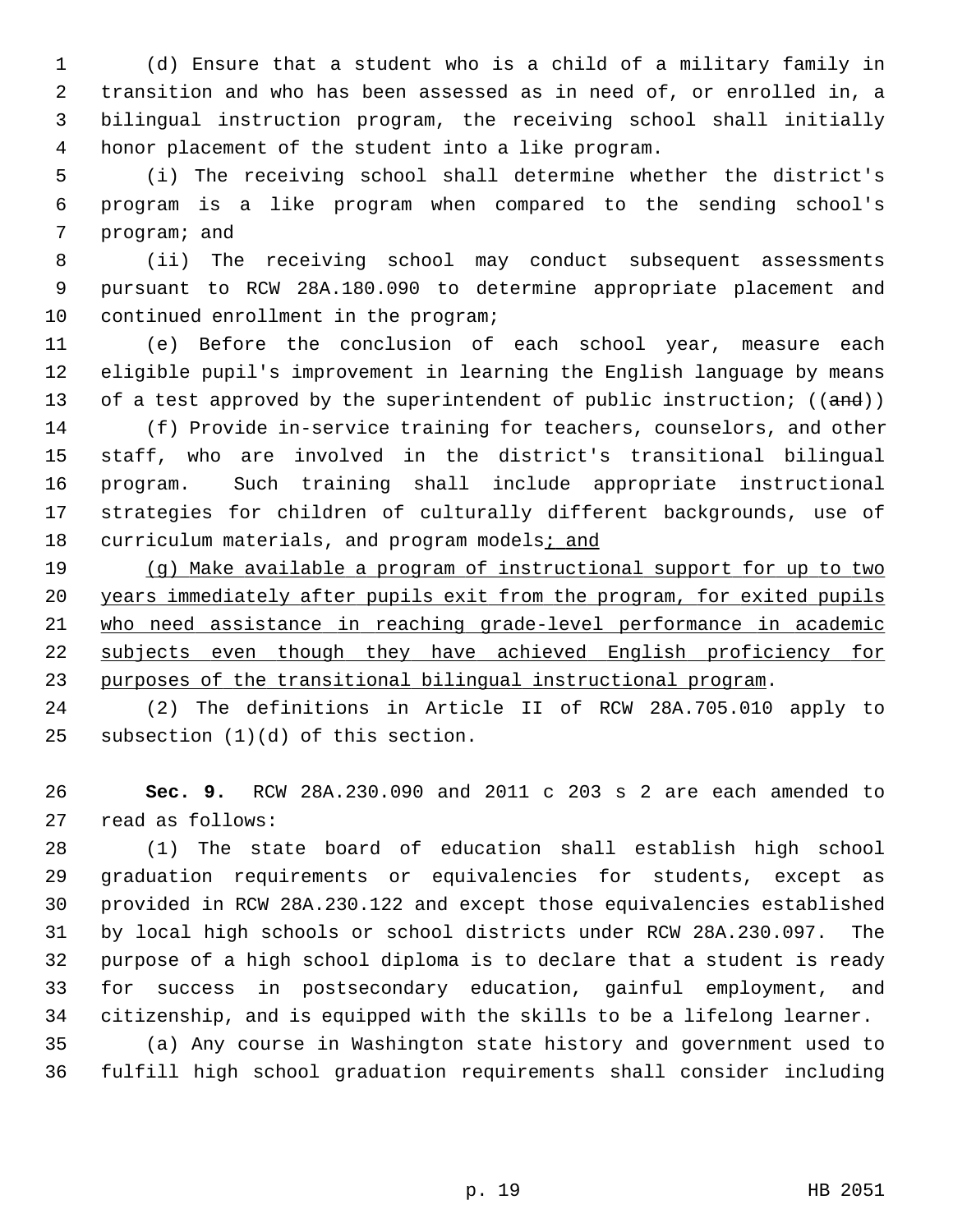(d) Ensure that a student who is a child of a military family in transition and who has been assessed as in need of, or enrolled in, a bilingual instruction program, the receiving school shall initially honor placement of the student into a like program.

(i) The receiving school shall determine whether the district's program is a like program when compared to the sending school's program; and

(ii) The receiving school may conduct subsequent assessments pursuant to RCW 28A.180.090 to determine appropriate placement and continued enrollment in the program;

(e) Before the conclusion of each school year, measure each eligible pupil's improvement in learning the English language by means of a test approved by the superintendent of public instruction; ((~~and~~))

(f) Provide in-service training for teachers, counselors, and other staff, who are involved in the district's transitional bilingual program. Such training shall include appropriate instructional strategies for children of culturally different backgrounds, use of curriculum materials, and program models<u>; and</u>

<u>(g) Make available a program of instructional support for up to two years immediately after pupils exit from the program, for exited pupils who need assistance in reaching grade-level performance in academic subjects even though they have achieved English proficiency for purposes of the transitional bilingual instructional program</u>.

(2) The definitions in Article II of RCW 28A.705.010 apply to subsection (1)(d) of this section.

**Sec. 9.** RCW 28A.230.090 and 2011 c 203 s 2 are each amended to read as follows:

(1) The state board of education shall establish high school graduation requirements or equivalencies for students, except as provided in RCW 28A.230.122 and except those equivalencies established by local high schools or school districts under RCW 28A.230.097. The purpose of a high school diploma is to declare that a student is ready for success in postsecondary education, gainful employment, and citizenship, and is equipped with the skills to be a lifelong learner.

(a) Any course in Washington state history and government used to fulfill high school graduation requirements shall consider including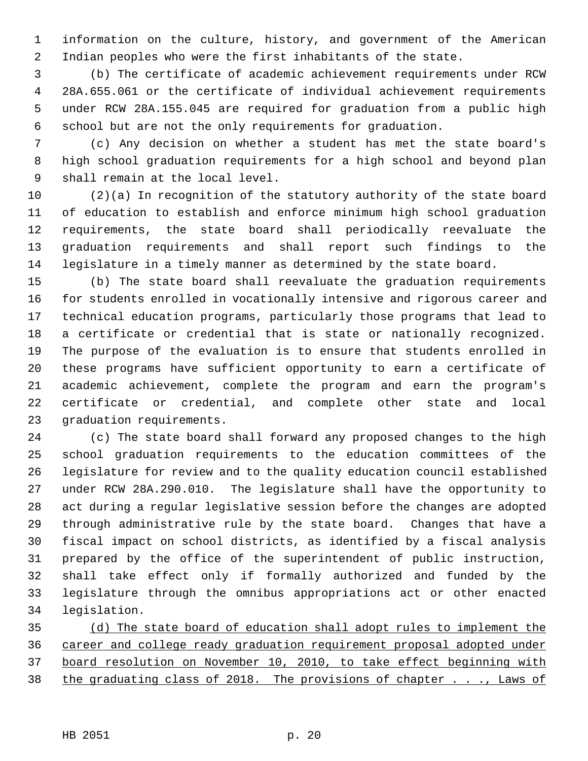information on the culture, history, and government of the American Indian peoples who were the first inhabitants of the state.

(b) The certificate of academic achievement requirements under RCW 28A.655.061 or the certificate of individual achievement requirements under RCW 28A.155.045 are required for graduation from a public high school but are not the only requirements for graduation.

(c) Any decision on whether a student has met the state board's high school graduation requirements for a high school and beyond plan shall remain at the local level.

(2)(a) In recognition of the statutory authority of the state board of education to establish and enforce minimum high school graduation requirements, the state board shall periodically reevaluate the graduation requirements and shall report such findings to the legislature in a timely manner as determined by the state board.

(b) The state board shall reevaluate the graduation requirements for students enrolled in vocationally intensive and rigorous career and technical education programs, particularly those programs that lead to a certificate or credential that is state or nationally recognized. The purpose of the evaluation is to ensure that students enrolled in these programs have sufficient opportunity to earn a certificate of academic achievement, complete the program and earn the program's certificate or credential, and complete other state and local graduation requirements.

(c) The state board shall forward any proposed changes to the high school graduation requirements to the education committees of the legislature for review and to the quality education council established under RCW 28A.290.010. The legislature shall have the opportunity to act during a regular legislative session before the changes are adopted through administrative rule by the state board. Changes that have a fiscal impact on school districts, as identified by a fiscal analysis prepared by the office of the superintendent of public instruction, shall take effect only if formally authorized and funded by the legislature through the omnibus appropriations act or other enacted legislation.

<u>(d) The state board of education shall adopt rules to implement the career and college ready graduation requirement proposal adopted under board resolution on November 10, 2010, to take effect beginning with the graduating class of 2018. The provisions of chapter . . ., Laws of</u>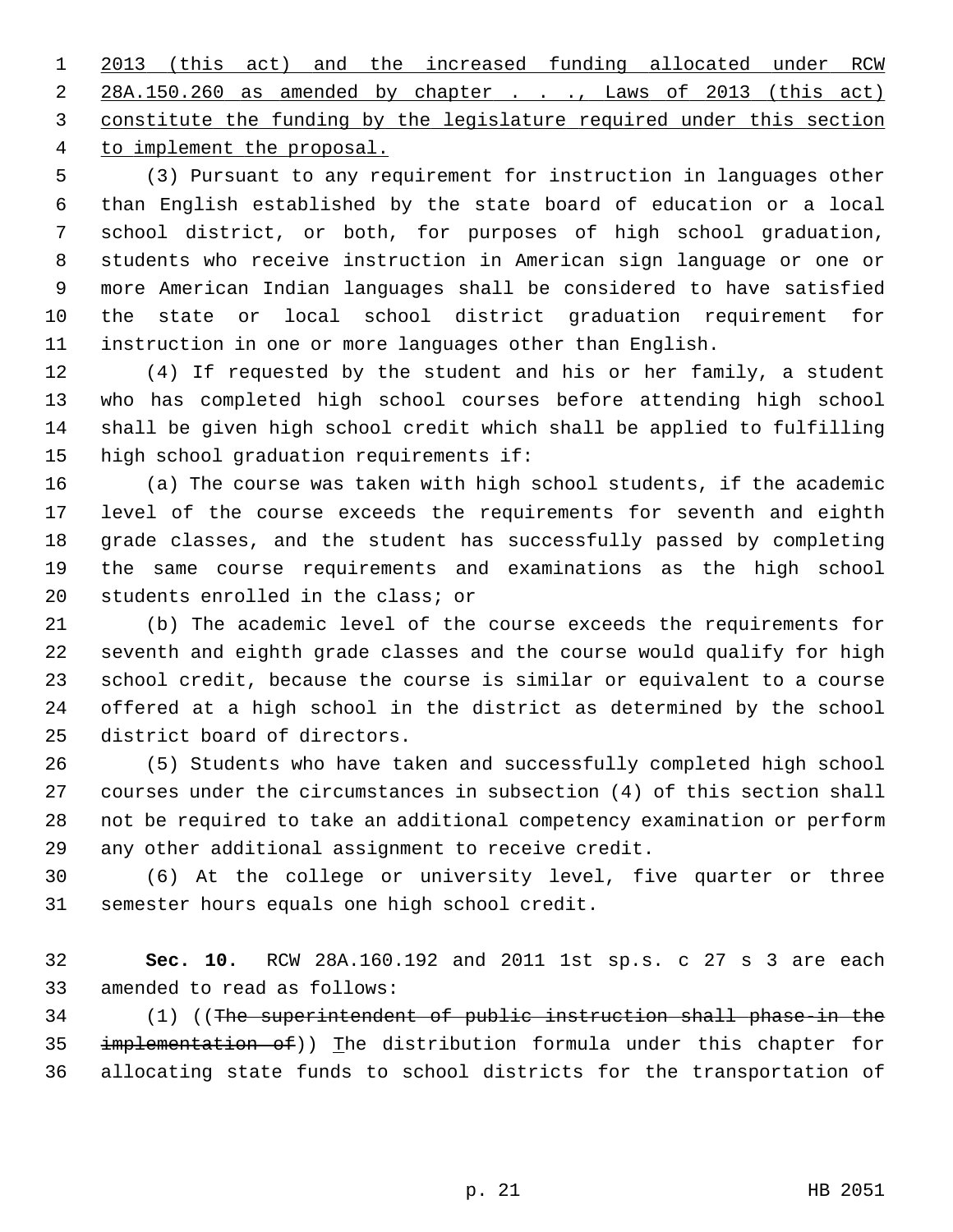2013 (this act) and the increased funding allocated under RCW 28A.150.260 as amended by chapter . . ., Laws of 2013 (this act) constitute the funding by the legislature required under this section to implement the proposal.

(3) Pursuant to any requirement for instruction in languages other than English established by the state board of education or a local school district, or both, for purposes of high school graduation, students who receive instruction in American sign language or one or more American Indian languages shall be considered to have satisfied the state or local school district graduation requirement for instruction in one or more languages other than English.

(4) If requested by the student and his or her family, a student who has completed high school courses before attending high school shall be given high school credit which shall be applied to fulfilling high school graduation requirements if:

(a) The course was taken with high school students, if the academic level of the course exceeds the requirements for seventh and eighth grade classes, and the student has successfully passed by completing the same course requirements and examinations as the high school students enrolled in the class; or

(b) The academic level of the course exceeds the requirements for seventh and eighth grade classes and the course would qualify for high school credit, because the course is similar or equivalent to a course offered at a high school in the district as determined by the school district board of directors.

(5) Students who have taken and successfully completed high school courses under the circumstances in subsection (4) of this section shall not be required to take an additional competency examination or perform any other additional assignment to receive credit.

(6) At the college or university level, five quarter or three semester hours equals one high school credit.

**Sec. 10.** RCW 28A.160.192 and 2011 1st sp.s. c 27 s 3 are each amended to read as follows:

(1) ((~~The superintendent of public instruction shall phase-in the implementation of~~)) The distribution formula under this chapter for allocating state funds to school districts for the transportation of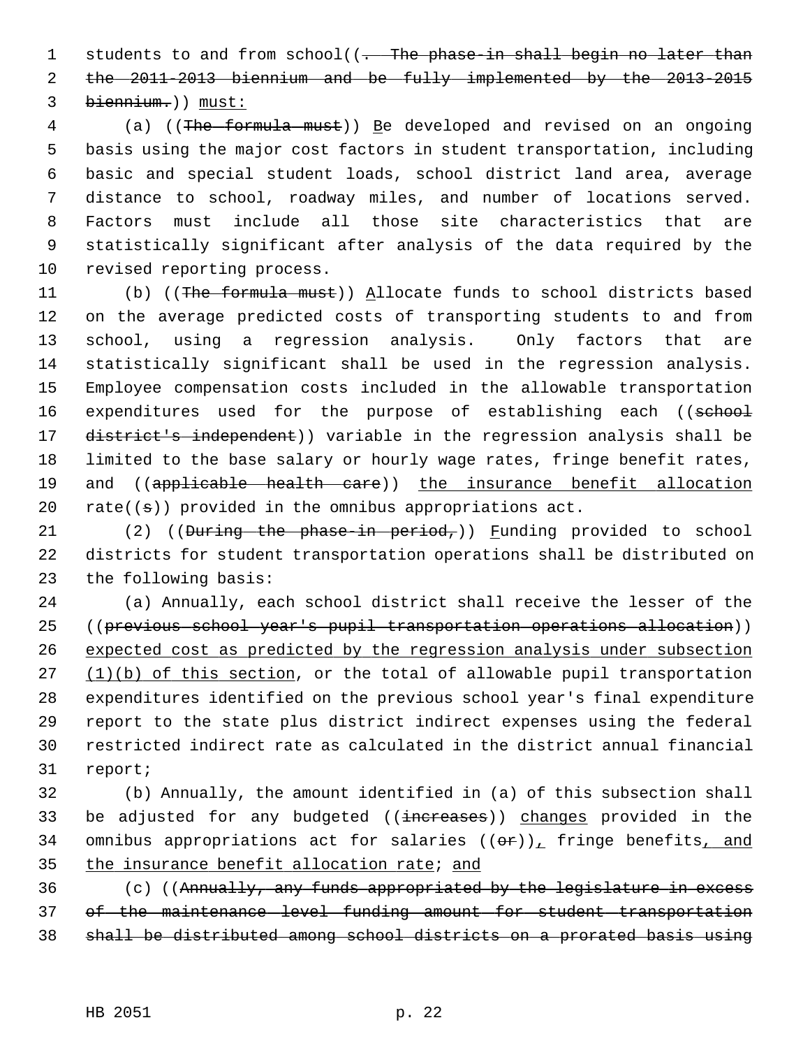students to and from school((~~. The phase-in shall begin no later than the 2011-2013 biennium and be fully implemented by the 2013-2015 biennium.~~)) <u>must:</u>

(a) ((~~The formula must~~)) <u>B</u>e developed and revised on an ongoing basis using the major cost factors in student transportation, including basic and special student loads, school district land area, average distance to school, roadway miles, and number of locations served. Factors must include all those site characteristics that are statistically significant after analysis of the data required by the revised reporting process.

(b) ((~~The formula must~~)) <u>A</u>llocate funds to school districts based on the average predicted costs of transporting students to and from school, using a regression analysis. Only factors that are statistically significant shall be used in the regression analysis. Employee compensation costs included in the allowable transportation expenditures used for the purpose of establishing each ((~~school district's independent~~)) variable in the regression analysis shall be limited to the base salary or hourly wage rates, fringe benefit rates, and ((~~applicable health care~~)) <u>the insurance benefit allocation</u> rate((~~s~~)) provided in the omnibus appropriations act.

(2) ((~~During the phase-in period,~~)) <u>F</u>unding provided to school districts for student transportation operations shall be distributed on the following basis:

(a) Annually, each school district shall receive the lesser of the ((~~previous school year's pupil transportation operations allocation~~)) <u>expected cost as predicted by the regression analysis under subsection (1)(b) of this section</u>, or the total of allowable pupil transportation expenditures identified on the previous school year's final expenditure report to the state plus district indirect expenses using the federal restricted indirect rate as calculated in the district annual financial report;

(b) Annually, the amount identified in (a) of this subsection shall be adjusted for any budgeted ((~~increases~~)) <u>changes</u> provided in the omnibus appropriations act for salaries ((~~or~~))<u>,</u> fringe benefits<u>, and the insurance benefit allocation rate</u>; <u>and</u>

(c) ((~~Annually, any funds appropriated by the legislature in excess of the maintenance level funding amount for student transportation shall be distributed among school districts on a prorated basis using~~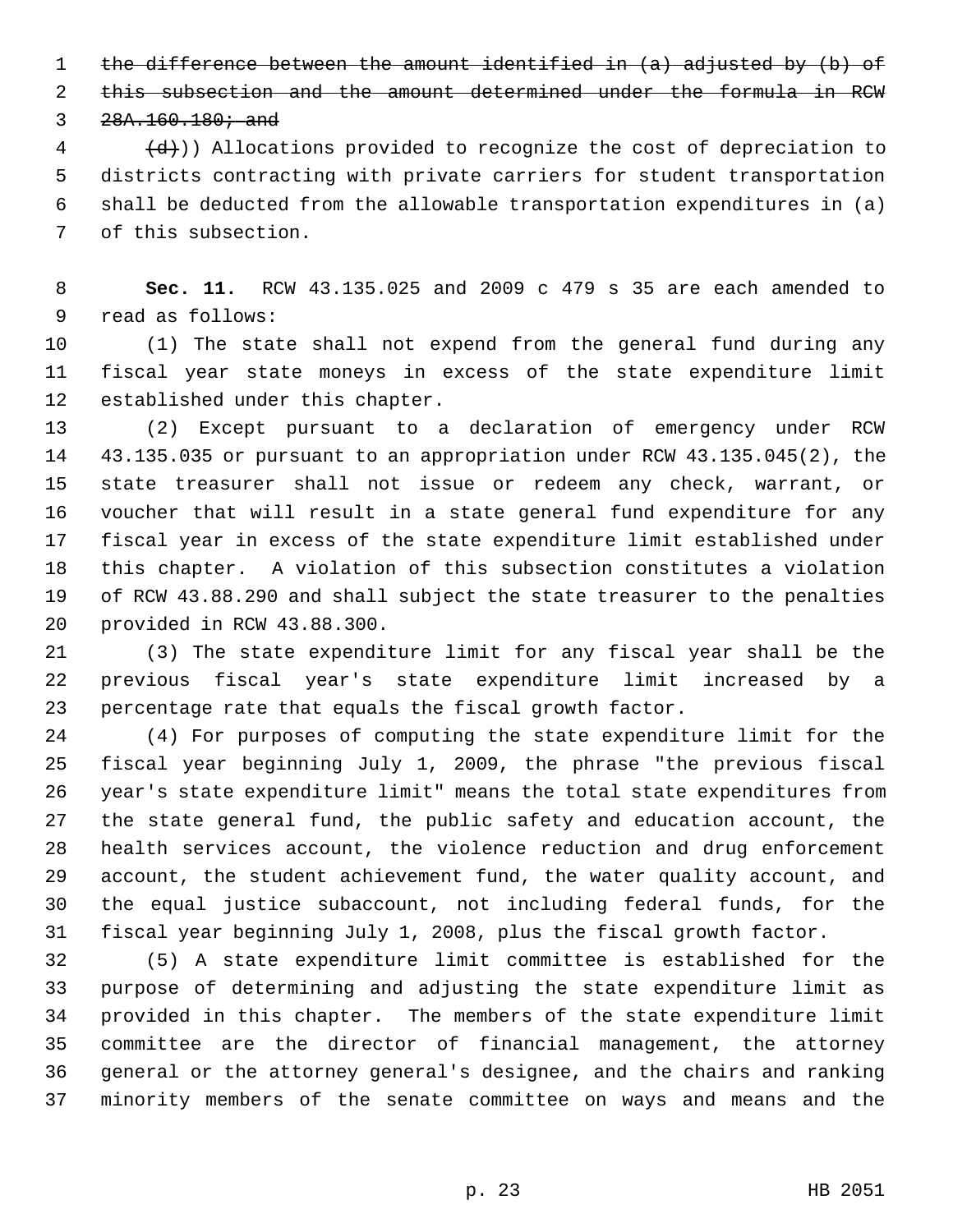~~the difference between the amount identified in (a) adjusted by (b) of this subsection and the amount determined under the formula in RCW 28A.160.180; and~~

~~(d)~~)) Allocations provided to recognize the cost of depreciation to districts contracting with private carriers for student transportation shall be deducted from the allowable transportation expenditures in (a) of this subsection.

**Sec. 11.** RCW 43.135.025 and 2009 c 479 s 35 are each amended to read as follows:

(1) The state shall not expend from the general fund during any fiscal year state moneys in excess of the state expenditure limit established under this chapter.

(2) Except pursuant to a declaration of emergency under RCW 43.135.035 or pursuant to an appropriation under RCW 43.135.045(2), the state treasurer shall not issue or redeem any check, warrant, or voucher that will result in a state general fund expenditure for any fiscal year in excess of the state expenditure limit established under this chapter. A violation of this subsection constitutes a violation of RCW 43.88.290 and shall subject the state treasurer to the penalties provided in RCW 43.88.300.

(3) The state expenditure limit for any fiscal year shall be the previous fiscal year's state expenditure limit increased by a percentage rate that equals the fiscal growth factor.

(4) For purposes of computing the state expenditure limit for the fiscal year beginning July 1, 2009, the phrase "the previous fiscal year's state expenditure limit" means the total state expenditures from the state general fund, the public safety and education account, the health services account, the violence reduction and drug enforcement account, the student achievement fund, the water quality account, and the equal justice subaccount, not including federal funds, for the fiscal year beginning July 1, 2008, plus the fiscal growth factor.

(5) A state expenditure limit committee is established for the purpose of determining and adjusting the state expenditure limit as provided in this chapter. The members of the state expenditure limit committee are the director of financial management, the attorney general or the attorney general's designee, and the chairs and ranking minority members of the senate committee on ways and means and the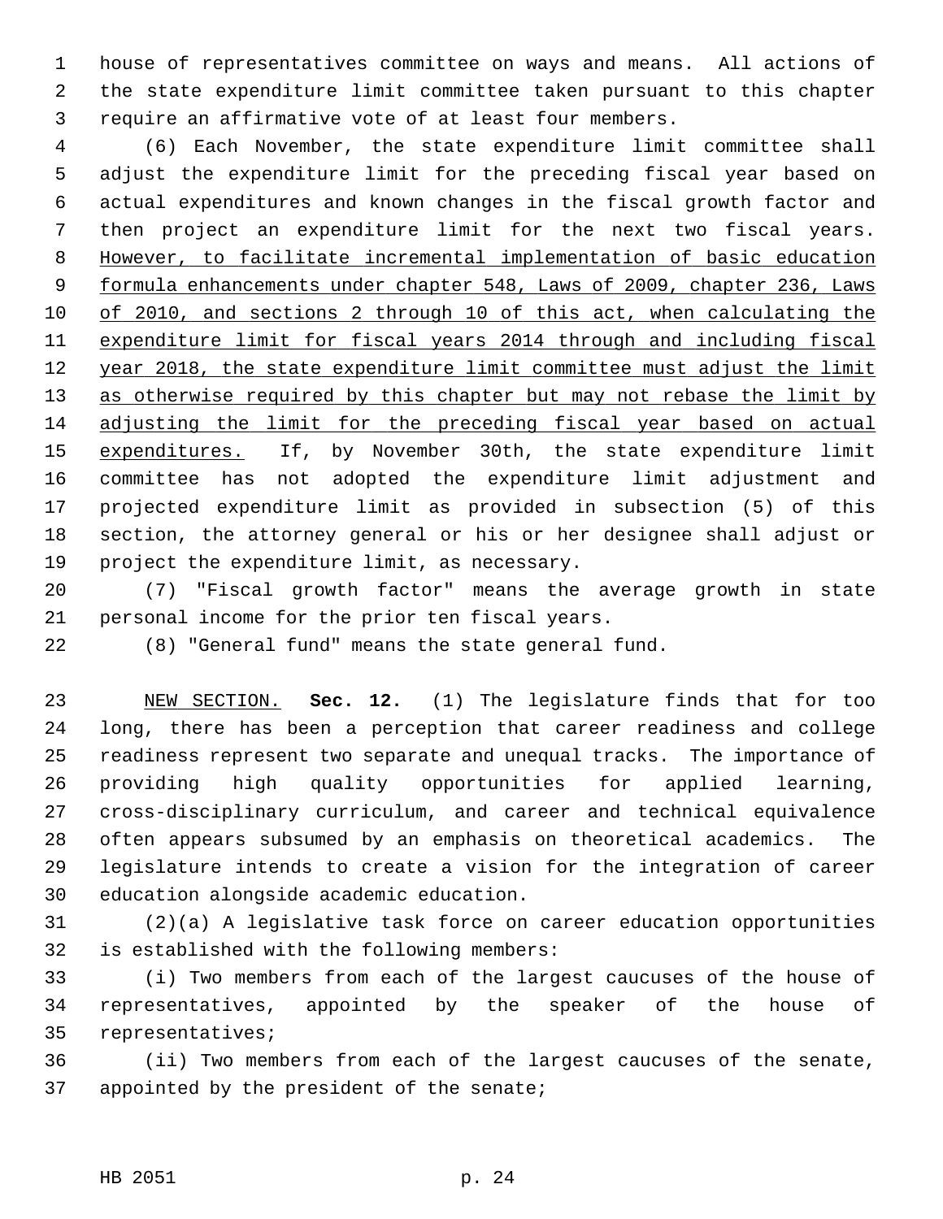house of representatives committee on ways and means. All actions of the state expenditure limit committee taken pursuant to this chapter require an affirmative vote of at least four members.

(6) Each November, the state expenditure limit committee shall adjust the expenditure limit for the preceding fiscal year based on actual expenditures and known changes in the fiscal growth factor and then project an expenditure limit for the next two fiscal years. <u>However, to facilitate incremental implementation of basic education formula enhancements under chapter 548, Laws of 2009, chapter 236, Laws of 2010, and sections 2 through 10 of this act, when calculating the expenditure limit for fiscal years 2014 through and including fiscal year 2018, the state expenditure limit committee must adjust the limit as otherwise required by this chapter but may not rebase the limit by adjusting the limit for the preceding fiscal year based on actual expenditures.</u> If, by November 30th, the state expenditure limit committee has not adopted the expenditure limit adjustment and projected expenditure limit as provided in subsection (5) of this section, the attorney general or his or her designee shall adjust or project the expenditure limit, as necessary.

(7) "Fiscal growth factor" means the average growth in state personal income for the prior ten fiscal years.

(8) "General fund" means the state general fund.

<u>NEW SECTION.</u> **Sec. 12.** (1) The legislature finds that for too long, there has been a perception that career readiness and college readiness represent two separate and unequal tracks. The importance of providing high quality opportunities for applied learning, cross-disciplinary curriculum, and career and technical equivalence often appears subsumed by an emphasis on theoretical academics. The legislature intends to create a vision for the integration of career education alongside academic education.

(2)(a) A legislative task force on career education opportunities is established with the following members:

(i) Two members from each of the largest caucuses of the house of representatives, appointed by the speaker of the house of representatives;

(ii) Two members from each of the largest caucuses of the senate, appointed by the president of the senate;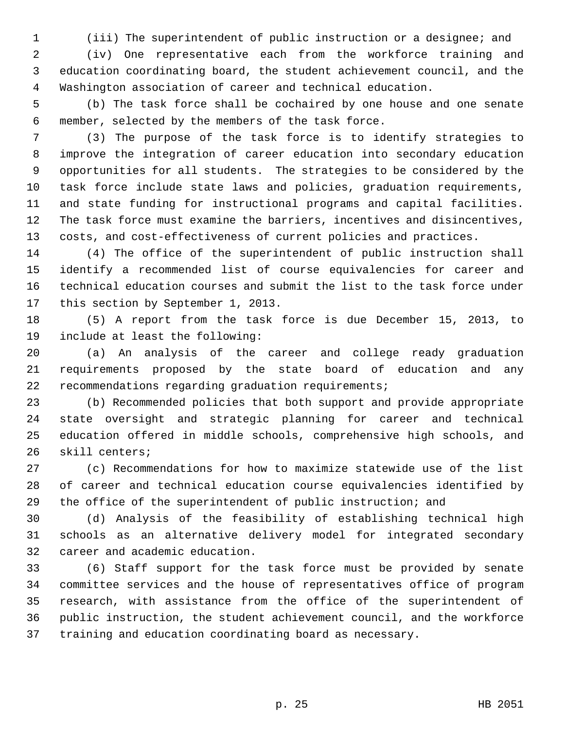(iii) The superintendent of public instruction or a designee; and

(iv) One representative each from the workforce training and education coordinating board, the student achievement council, and the Washington association of career and technical education.

(b) The task force shall be cochaired by one house and one senate member, selected by the members of the task force.

(3) The purpose of the task force is to identify strategies to improve the integration of career education into secondary education opportunities for all students. The strategies to be considered by the task force include state laws and policies, graduation requirements, and state funding for instructional programs and capital facilities. The task force must examine the barriers, incentives and disincentives, costs, and cost-effectiveness of current policies and practices.

(4) The office of the superintendent of public instruction shall identify a recommended list of course equivalencies for career and technical education courses and submit the list to the task force under this section by September 1, 2013.

(5) A report from the task force is due December 15, 2013, to include at least the following:

(a) An analysis of the career and college ready graduation requirements proposed by the state board of education and any recommendations regarding graduation requirements;

(b) Recommended policies that both support and provide appropriate state oversight and strategic planning for career and technical education offered in middle schools, comprehensive high schools, and skill centers;

(c) Recommendations for how to maximize statewide use of the list of career and technical education course equivalencies identified by the office of the superintendent of public instruction; and

(d) Analysis of the feasibility of establishing technical high schools as an alternative delivery model for integrated secondary career and academic education.

(6) Staff support for the task force must be provided by senate committee services and the house of representatives office of program research, with assistance from the office of the superintendent of public instruction, the student achievement council, and the workforce training and education coordinating board as necessary.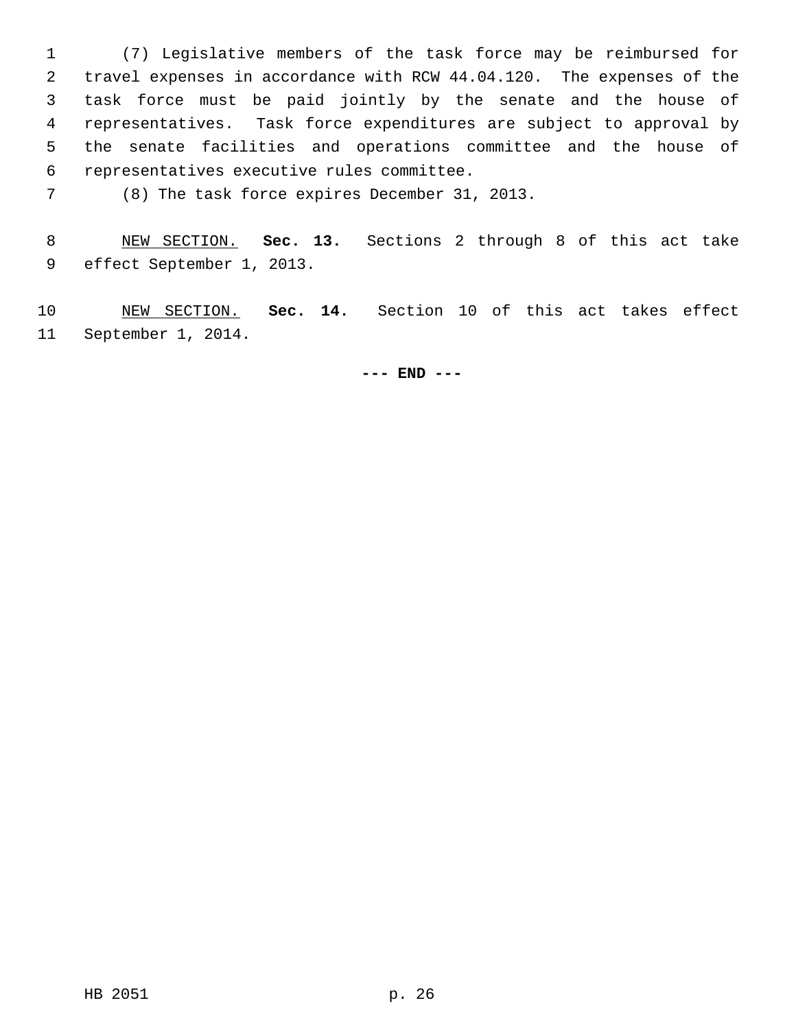(7) Legislative members of the task force may be reimbursed for travel expenses in accordance with RCW 44.04.120. The expenses of the task force must be paid jointly by the senate and the house of representatives. Task force expenditures are subject to approval by the senate facilities and operations committee and the house of representatives executive rules committee.

(8) The task force expires December 31, 2013.

NEW SECTION. **Sec. 13.** Sections 2 through 8 of this act take effect September 1, 2013.

NEW SECTION. **Sec. 14.** Section 10 of this act takes effect September 1, 2014.

**--- END ---**